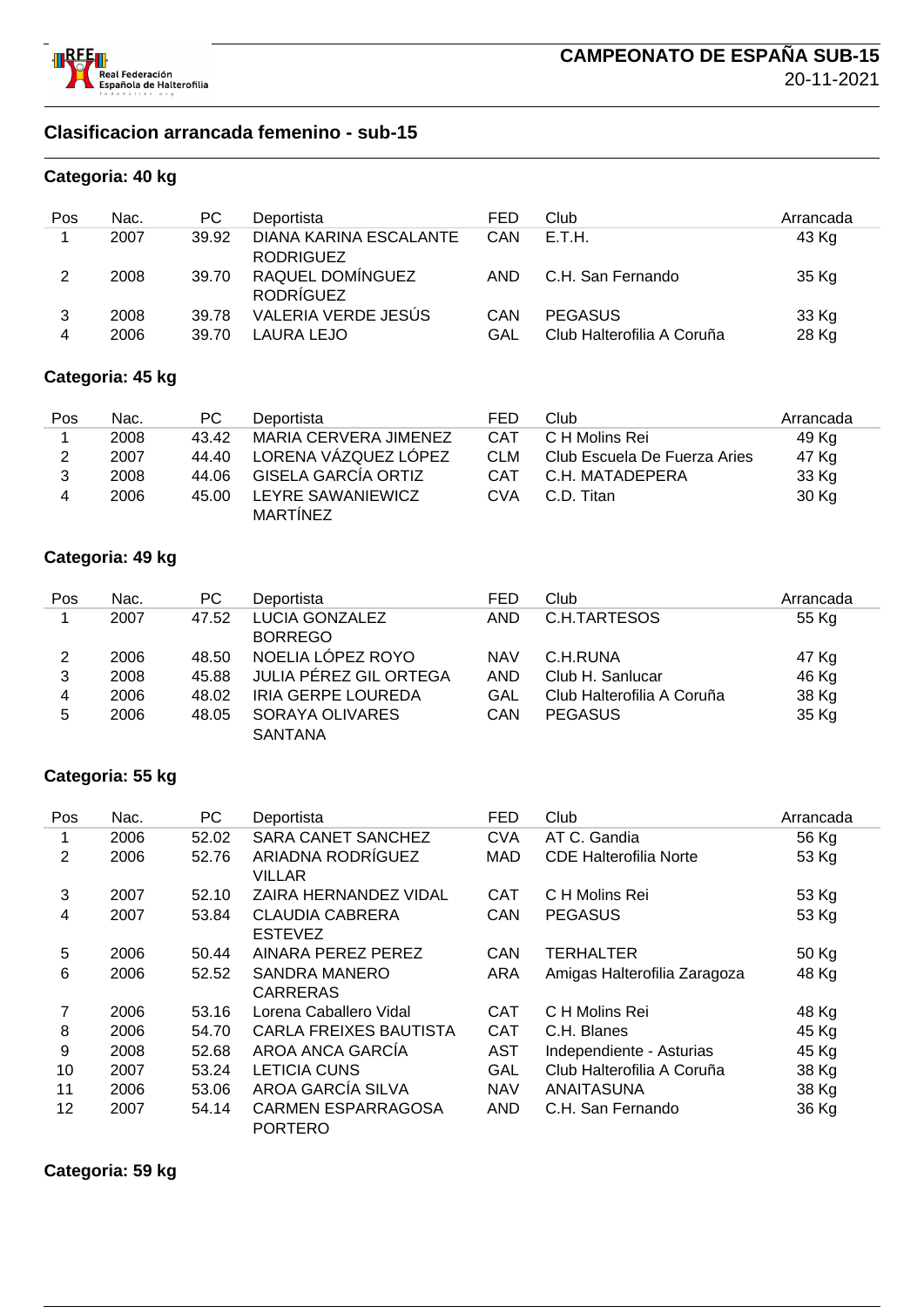**CAMPEONATO DE ESPAÑA SUB-15**
20-11-2021

## Clasificacion arrancada femenino - sub-15

### Categoria: 40 kg

| Pos | Nac. | PC | Deportista | FED | Club | Arrancada |
|---|---|---|---|---|---|---|
| 1 | 2007 | 39.92 | DIANA KARINA ESCALANTE RODRIGUEZ | CAN | E.T.H. | 43 Kg |
| 2 | 2008 | 39.70 | RAQUEL DOMÍNGUEZ RODRÍGUEZ | AND | C.H. San Fernando | 35 Kg |
| 3 | 2008 | 39.78 | VALERIA VERDE JESÚS | CAN | PEGASUS | 33 Kg |
| 4 | 2006 | 39.70 | LAURA LEJO | GAL | Club Halterofilia A Coruña | 28 Kg |

### Categoria: 45 kg

| Pos | Nac. | PC | Deportista | FED | Club | Arrancada |
|---|---|---|---|---|---|---|
| 1 | 2008 | 43.42 | MARIA CERVERA JIMENEZ | CAT | C H Molins Rei | 49 Kg |
| 2 | 2007 | 44.40 | LORENA VÁZQUEZ LÓPEZ | CLM | Club Escuela De Fuerza Aries | 47 Kg |
| 3 | 2008 | 44.06 | GISELA GARCÍA ORTIZ | CAT | C.H. MATADEPERA | 33 Kg |
| 4 | 2006 | 45.00 | LEYRE SAWANIEWICZ MARTÍNEZ | CVA | C.D. Titan | 30 Kg |

### Categoria: 49 kg

| Pos | Nac. | PC | Deportista | FED | Club | Arrancada |
|---|---|---|---|---|---|---|
| 1 | 2007 | 47.52 | LUCIA GONZALEZ BORREGO | AND | C.H.TARTESOS | 55 Kg |
| 2 | 2006 | 48.50 | NOELIA LÓPEZ ROYO | NAV | C.H.RUNA | 47 Kg |
| 3 | 2008 | 45.88 | JULIA PÉREZ GIL ORTEGA | AND | Club H. Sanlucar | 46 Kg |
| 4 | 2006 | 48.02 | IRIA GERPE LOUREDA | GAL | Club Halterofilia A Coruña | 38 Kg |
| 5 | 2006 | 48.05 | SORAYA OLIVARES SANTANA | CAN | PEGASUS | 35 Kg |

### Categoria: 55 kg

| Pos | Nac. | PC | Deportista | FED | Club | Arrancada |
|---|---|---|---|---|---|---|
| 1 | 2006 | 52.02 | SARA CANET SANCHEZ | CVA | AT C. Gandia | 56 Kg |
| 2 | 2006 | 52.76 | ARIADNA RODRÍGUEZ VILLAR | MAD | CDE Halterofilia Norte | 53 Kg |
| 3 | 2007 | 52.10 | ZAIRA HERNANDEZ VIDAL | CAT | C H Molins Rei | 53 Kg |
| 4 | 2007 | 53.84 | CLAUDIA CABRERA ESTEVEZ | CAN | PEGASUS | 53 Kg |
| 5 | 2006 | 50.44 | AINARA PEREZ PEREZ | CAN | TERHALTER | 50 Kg |
| 6 | 2006 | 52.52 | SANDRA MANERO CARRERAS | ARA | Amigas Halterofilia Zaragoza | 48 Kg |
| 7 | 2006 | 53.16 | Lorena Caballero Vidal | CAT | C H Molins Rei | 48 Kg |
| 8 | 2006 | 54.70 | CARLA FREIXES BAUTISTA | CAT | C.H. Blanes | 45 Kg |
| 9 | 2008 | 52.68 | AROA ANCA GARCÍA | AST | Independiente - Asturias | 45 Kg |
| 10 | 2007 | 53.24 | LETICIA CUNS | GAL | Club Halterofilia A Coruña | 38 Kg |
| 11 | 2006 | 53.06 | AROA GARCÍA SILVA | NAV | ANAITASUNA | 38 Kg |
| 12 | 2007 | 54.14 | CARMEN ESPARRAGOSA PORTERO | AND | C.H. San Fernando | 36 Kg |

### Categoria: 59 kg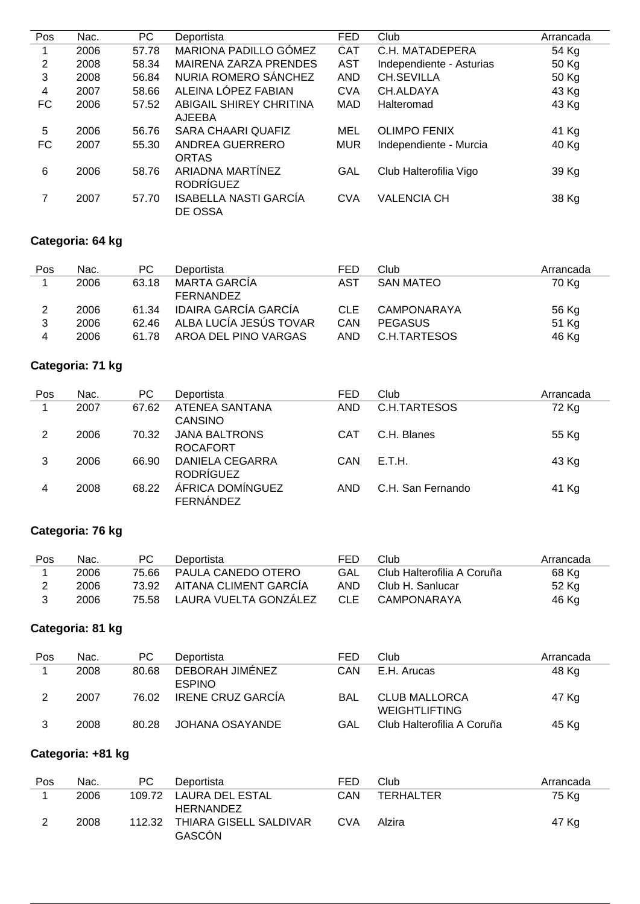| Pos | Nac. | PC | Deportista | FED | Club | Arrancada |
|---|---|---|---|---|---|---|
| 1 | 2006 | 57.78 | MARIONA PADILLO GÓMEZ | CAT | C.H. MATADEPERA | 54 Kg |
| 2 | 2008 | 58.34 | MAIRENA ZARZA PRENDES | AST | Independiente - Asturias | 50 Kg |
| 3 | 2008 | 56.84 | NURIA ROMERO SÁNCHEZ | AND | CH.SEVILLA | 50 Kg |
| 4 | 2007 | 58.66 | ALEINA LÓPEZ FABIAN | CVA | CH.ALDAYA | 43 Kg |
| FC | 2006 | 57.52 | ABIGAIL SHIREY CHRITINA AJEEBA | MAD | Halteromad | 43 Kg |
| 5 | 2006 | 56.76 | SARA CHAARI QUAFIZ | MEL | OLIMPO FENIX | 41 Kg |
| FC | 2007 | 55.30 | ANDREA GUERRERO ORTAS | MUR | Independiente - Murcia | 40 Kg |
| 6 | 2006 | 58.76 | ARIADNA MARTÍNEZ RODRÍGUEZ | GAL | Club Halterofilia Vigo | 39 Kg |
| 7 | 2007 | 57.70 | ISABELLA NASTI GARCÍA DE OSSA | CVA | VALENCIA CH | 38 Kg |

## Categoria: 64 kg

| Pos | Nac. | PC | Deportista | FED | Club | Arrancada |
|---|---|---|---|---|---|---|
| 1 | 2006 | 63.18 | MARTA GARCÍA FERNANDEZ | AST | SAN MATEO | 70 Kg |
| 2 | 2006 | 61.34 | IDAIRA GARCÍA GARCÍA | CLE | CAMPONARAYA | 56 Kg |
| 3 | 2006 | 62.46 | ALBA LUCÍA JESÚS TOVAR | CAN | PEGASUS | 51 Kg |
| 4 | 2006 | 61.78 | AROA DEL PINO VARGAS | AND | C.H.TARTESOS | 46 Kg |

## Categoria: 71 kg

| Pos | Nac. | PC | Deportista | FED | Club | Arrancada |
|---|---|---|---|---|---|---|
| 1 | 2007 | 67.62 | ATENEA SANTANA CANSINO | AND | C.H.TARTESOS | 72 Kg |
| 2 | 2006 | 70.32 | JANA BALTRONS ROCAFORT | CAT | C.H. Blanes | 55 Kg |
| 3 | 2006 | 66.90 | DANIELA CEGARRA RODRÍGUEZ | CAN | E.T.H. | 43 Kg |
| 4 | 2008 | 68.22 | ÁFRICA DOMÍNGUEZ FERNÁNDEZ | AND | C.H. San Fernando | 41 Kg |

## Categoria: 76 kg

| Pos | Nac. | PC | Deportista | FED | Club | Arrancada |
|---|---|---|---|---|---|---|
| 1 | 2006 | 75.66 | PAULA CANEDO OTERO | GAL | Club Halterofilia A Coruña | 68 Kg |
| 2 | 2006 | 73.92 | AITANA CLIMENT GARCÍA | AND | Club H. Sanlucar | 52 Kg |
| 3 | 2006 | 75.58 | LAURA VUELTA GONZÁLEZ | CLE | CAMPONARAYA | 46 Kg |

## Categoria: 81 kg

| Pos | Nac. | PC | Deportista | FED | Club | Arrancada |
|---|---|---|---|---|---|---|
| 1 | 2008 | 80.68 | DEBORAH JIMÉNEZ ESPINO | CAN | E.H. Arucas | 48 Kg |
| 2 | 2007 | 76.02 | IRENE CRUZ GARCÍA | BAL | CLUB MALLORCA WEIGHTLIFTING | 47 Kg |
| 3 | 2008 | 80.28 | JOHANA OSAYANDE | GAL | Club Halterofilia A Coruña | 45 Kg |

## Categoria: +81 kg

| Pos | Nac. | PC | Deportista | FED | Club | Arrancada |
|---|---|---|---|---|---|---|
| 1 | 2006 | 109.72 | LAURA DEL ESTAL HERNANDEZ | CAN | TERHALTER | 75 Kg |
| 2 | 2008 | 112.32 | THIARA GISELL SALDIVAR GASCÓN | CVA | Alzira | 47 Kg |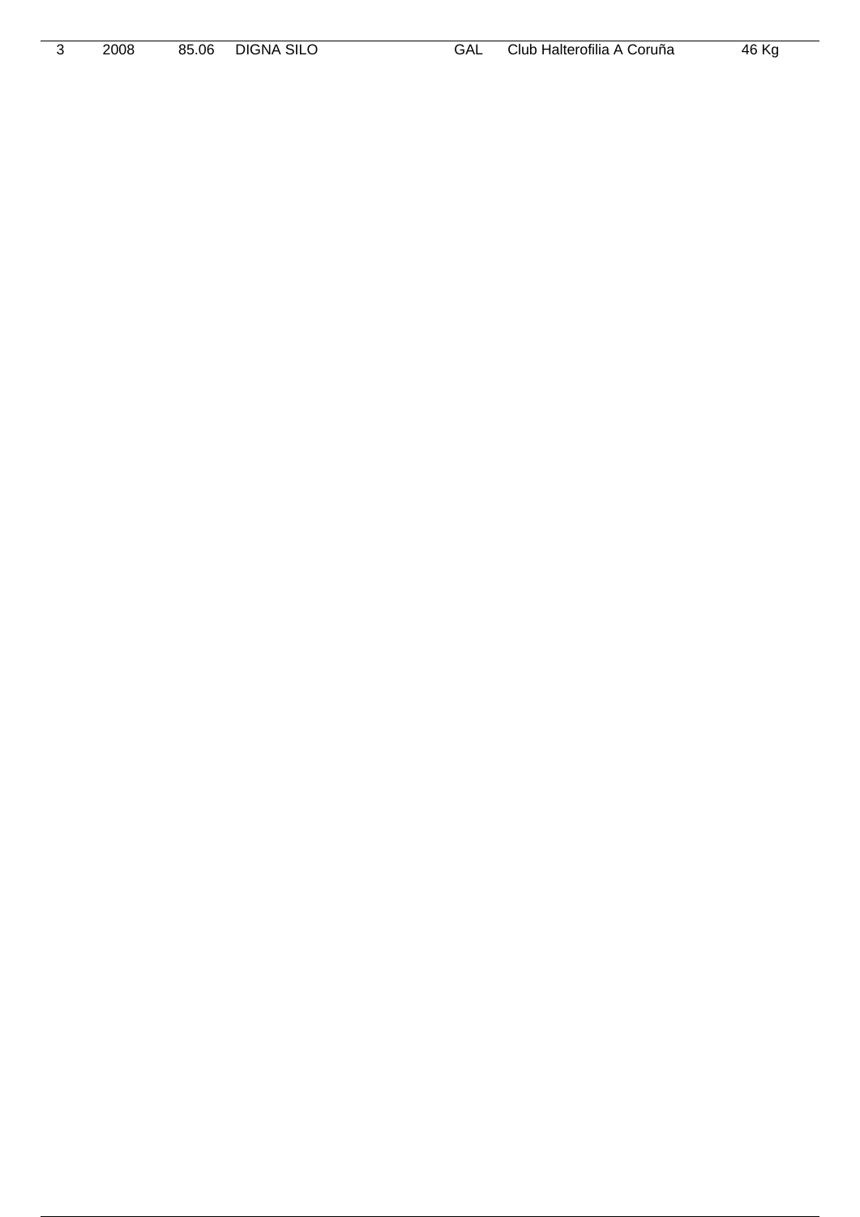| | | | | | | |
|---|---|---|---|---|---|---|
| 3 | 2008 | 85.06 | DIGNA SILO | GAL | Club Halterofilia A Coruña | 46 Kg |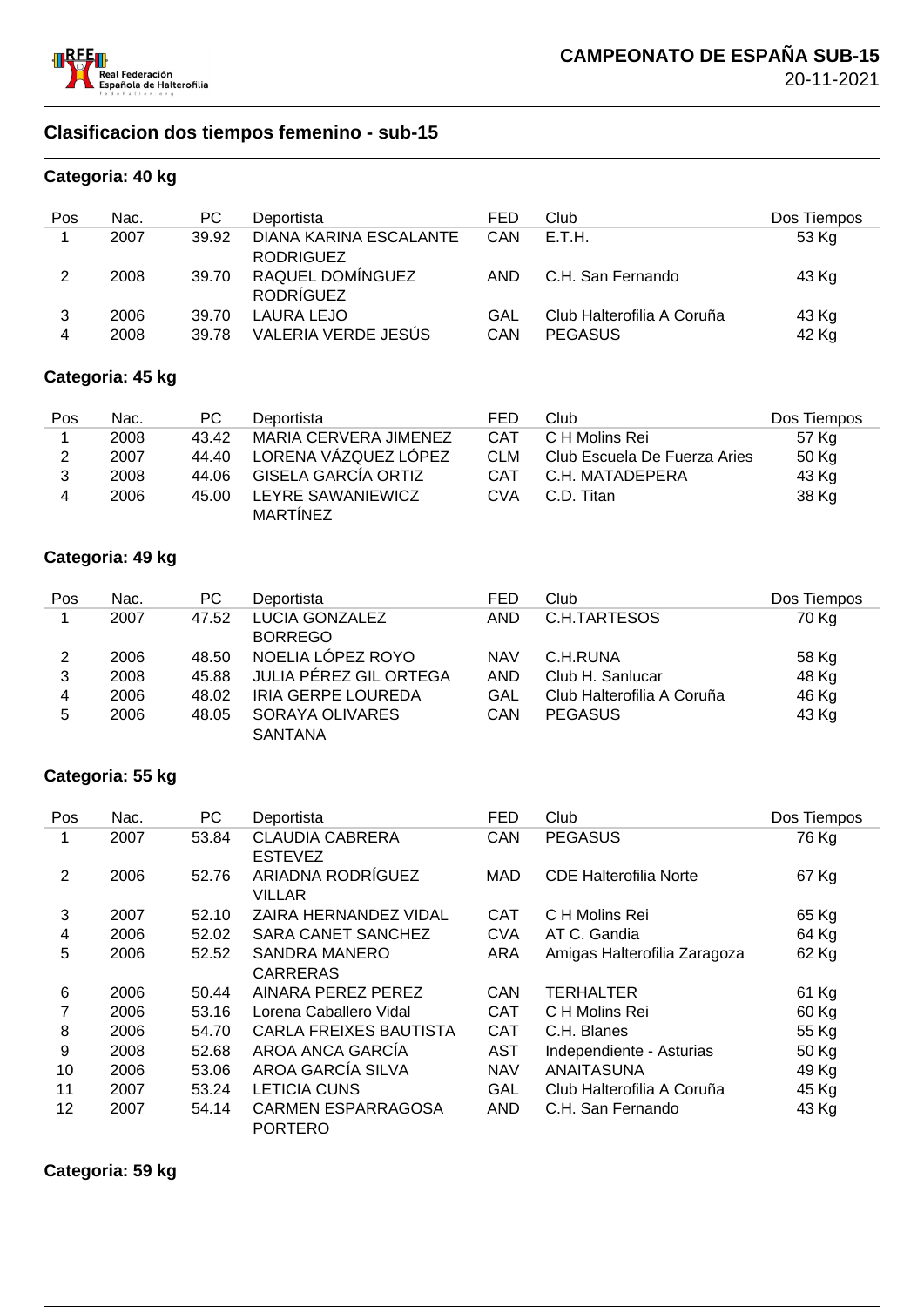## Clasificacion dos tiempos femenino - sub-15

### Categoria: 40 kg

| Pos | Nac. | PC | Deportista | FED | Club | Dos Tiempos |
|---|---|---|---|---|---|---|
| 1 | 2007 | 39.92 | DIANA KARINA ESCALANTE RODRIGUEZ | CAN | E.T.H. | 53 Kg |
| 2 | 2008 | 39.70 | RAQUEL DOMÍNGUEZ RODRÍGUEZ | AND | C.H. San Fernando | 43 Kg |
| 3 | 2006 | 39.70 | LAURA LEJO | GAL | Club Halterofilia A Coruña | 43 Kg |
| 4 | 2008 | 39.78 | VALERIA VERDE JESÚS | CAN | PEGASUS | 42 Kg |

### Categoria: 45 kg

| Pos | Nac. | PC | Deportista | FED | Club | Dos Tiempos |
|---|---|---|---|---|---|---|
| 1 | 2008 | 43.42 | MARIA CERVERA JIMENEZ | CAT | C H Molins Rei | 57 Kg |
| 2 | 2007 | 44.40 | LORENA VÁZQUEZ LÓPEZ | CLM | Club Escuela De Fuerza Aries | 50 Kg |
| 3 | 2008 | 44.06 | GISELA GARCÍA ORTIZ | CAT | C.H. MATADEPERA | 43 Kg |
| 4 | 2006 | 45.00 | LEYRE SAWANIEWICZ MARTÍNEZ | CVA | C.D. Titan | 38 Kg |

### Categoria: 49 kg

| Pos | Nac. | PC | Deportista | FED | Club | Dos Tiempos |
|---|---|---|---|---|---|---|
| 1 | 2007 | 47.52 | LUCIA GONZALEZ BORREGO | AND | C.H.TARTESOS | 70 Kg |
| 2 | 2006 | 48.50 | NOELIA LÓPEZ ROYO | NAV | C.H.RUNA | 58 Kg |
| 3 | 2008 | 45.88 | JULIA PÉREZ GIL ORTEGA | AND | Club H. Sanlucar | 48 Kg |
| 4 | 2006 | 48.02 | IRIA GERPE LOUREDA | GAL | Club Halterofilia A Coruña | 46 Kg |
| 5 | 2006 | 48.05 | SORAYA OLIVARES SANTANA | CAN | PEGASUS | 43 Kg |

### Categoria: 55 kg

| Pos | Nac. | PC | Deportista | FED | Club | Dos Tiempos |
|---|---|---|---|---|---|---|
| 1 | 2007 | 53.84 | CLAUDIA CABRERA ESTEVEZ | CAN | PEGASUS | 76 Kg |
| 2 | 2006 | 52.76 | ARIADNA RODRÍGUEZ VILLAR | MAD | CDE Halterofilia Norte | 67 Kg |
| 3 | 2007 | 52.10 | ZAIRA HERNANDEZ VIDAL | CAT | C H Molins Rei | 65 Kg |
| 4 | 2006 | 52.02 | SARA CANET SANCHEZ | CVA | AT C. Gandia | 64 Kg |
| 5 | 2006 | 52.52 | SANDRA MANERO CARRERAS | ARA | Amigas Halterofilia Zaragoza | 62 Kg |
| 6 | 2006 | 50.44 | AINARA PEREZ PEREZ | CAN | TERHALTER | 61 Kg |
| 7 | 2006 | 53.16 | Lorena Caballero Vidal | CAT | C H Molins Rei | 60 Kg |
| 8 | 2006 | 54.70 | CARLA FREIXES BAUTISTA | CAT | C.H. Blanes | 55 Kg |
| 9 | 2008 | 52.68 | AROA ANCA GARCÍA | AST | Independiente - Asturias | 50 Kg |
| 10 | 2006 | 53.06 | AROA GARCÍA SILVA | NAV | ANAITASUNA | 49 Kg |
| 11 | 2007 | 53.24 | LETICIA CUNS | GAL | Club Halterofilia A Coruña | 45 Kg |
| 12 | 2007 | 54.14 | CARMEN ESPARRAGOSA PORTERO | AND | C.H. San Fernando | 43 Kg |

### Categoria: 59 kg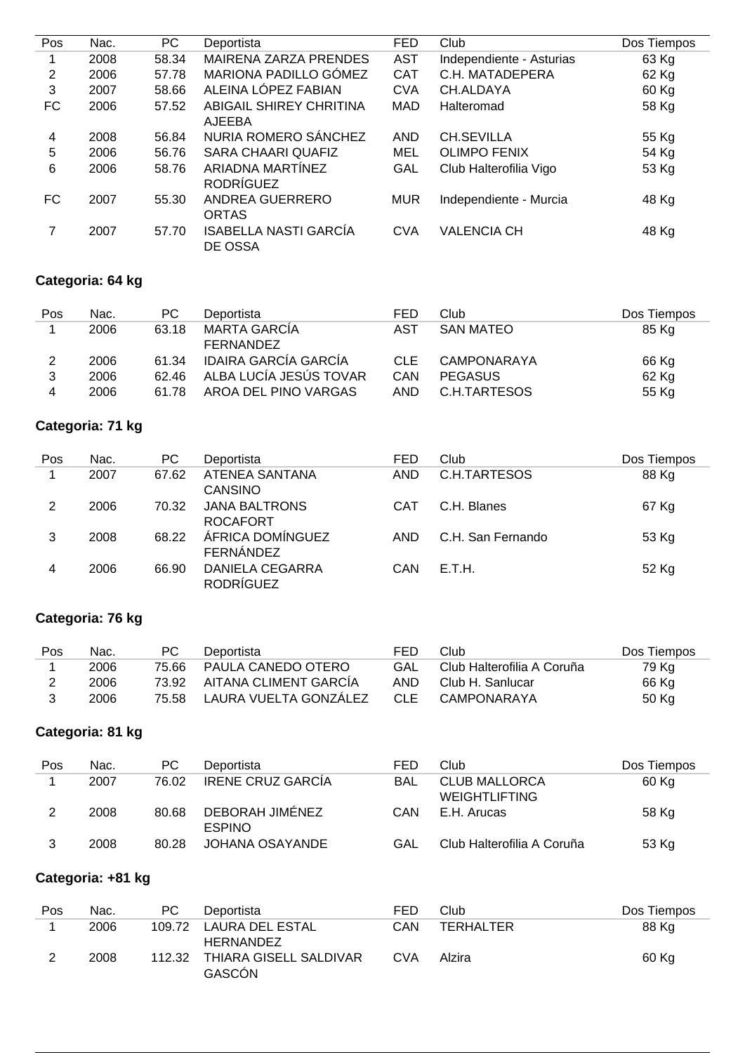| Pos | Nac. | PC | Deportista | FED | Club | Dos Tiempos |
|---|---|---|---|---|---|---|
| 1 | 2008 | 58.34 | MAIRENA ZARZA PRENDES | AST | Independiente - Asturias | 63 Kg |
| 2 | 2006 | 57.78 | MARIONA PADILLO GÓMEZ | CAT | C.H. MATADEPERA | 62 Kg |
| 3 | 2007 | 58.66 | ALEINA LÓPEZ FABIAN | CVA | CH.ALDAYA | 60 Kg |
| FC | 2006 | 57.52 | ABIGAIL SHIREY CHRITINA AJEEBA | MAD | Halteromad | 58 Kg |
| 4 | 2008 | 56.84 | NURIA ROMERO SÁNCHEZ | AND | CH.SEVILLA | 55 Kg |
| 5 | 2006 | 56.76 | SARA CHAARI QUAFIZ | MEL | OLIMPO FENIX | 54 Kg |
| 6 | 2006 | 58.76 | ARIADNA MARTÍNEZ RODRÍGUEZ | GAL | Club Halterofilia Vigo | 53 Kg |
| FC | 2007 | 55.30 | ANDREA GUERRERO ORTAS | MUR | Independiente - Murcia | 48 Kg |
| 7 | 2007 | 57.70 | ISABELLA NASTI GARCÍA DE OSSA | CVA | VALENCIA CH | 48 Kg |

## Categoria: 64 kg

| Pos | Nac. | PC | Deportista | FED | Club | Dos Tiempos |
|---|---|---|---|---|---|---|
| 1 | 2006 | 63.18 | MARTA GARCÍA FERNANDEZ | AST | SAN MATEO | 85 Kg |
| 2 | 2006 | 61.34 | IDAIRA GARCÍA GARCÍA | CLE | CAMPONARAYA | 66 Kg |
| 3 | 2006 | 62.46 | ALBA LUCÍA JESÚS TOVAR | CAN | PEGASUS | 62 Kg |
| 4 | 2006 | 61.78 | AROA DEL PINO VARGAS | AND | C.H.TARTESOS | 55 Kg |

## Categoria: 71 kg

| Pos | Nac. | PC | Deportista | FED | Club | Dos Tiempos |
|---|---|---|---|---|---|---|
| 1 | 2007 | 67.62 | ATENEA SANTANA CANSINO | AND | C.H.TARTESOS | 88 Kg |
| 2 | 2006 | 70.32 | JANA BALTRONS ROCAFORT | CAT | C.H. Blanes | 67 Kg |
| 3 | 2008 | 68.22 | ÁFRICA DOMÍNGUEZ FERNÁNDEZ | AND | C.H. San Fernando | 53 Kg |
| 4 | 2006 | 66.90 | DANIELA CEGARRA RODRÍGUEZ | CAN | E.T.H. | 52 Kg |

## Categoria: 76 kg

| Pos | Nac. | PC | Deportista | FED | Club | Dos Tiempos |
|---|---|---|---|---|---|---|
| 1 | 2006 | 75.66 | PAULA CANEDO OTERO | GAL | Club Halterofilia A Coruña | 79 Kg |
| 2 | 2006 | 73.92 | AITANA CLIMENT GARCÍA | AND | Club H. Sanlucar | 66 Kg |
| 3 | 2006 | 75.58 | LAURA VUELTA GONZÁLEZ | CLE | CAMPONARAYA | 50 Kg |

## Categoria: 81 kg

| Pos | Nac. | PC | Deportista | FED | Club | Dos Tiempos |
|---|---|---|---|---|---|---|
| 1 | 2007 | 76.02 | IRENE CRUZ GARCÍA | BAL | CLUB MALLORCA WEIGHTLIFTING | 60 Kg |
| 2 | 2008 | 80.68 | DEBORAH JIMÉNEZ ESPINO | CAN | E.H. Arucas | 58 Kg |
| 3 | 2008 | 80.28 | JOHANA OSAYANDE | GAL | Club Halterofilia A Coruña | 53 Kg |

## Categoria: +81 kg

| Pos | Nac. | PC | Deportista | FED | Club | Dos Tiempos |
|---|---|---|---|---|---|---|
| 1 | 2006 | 109.72 | LAURA DEL ESTAL HERNANDEZ | CAN | TERHALTER | 88 Kg |
| 2 | 2008 | 112.32 | THIARA GISELL SALDIVAR GASCÓN | CVA | Alzira | 60 Kg |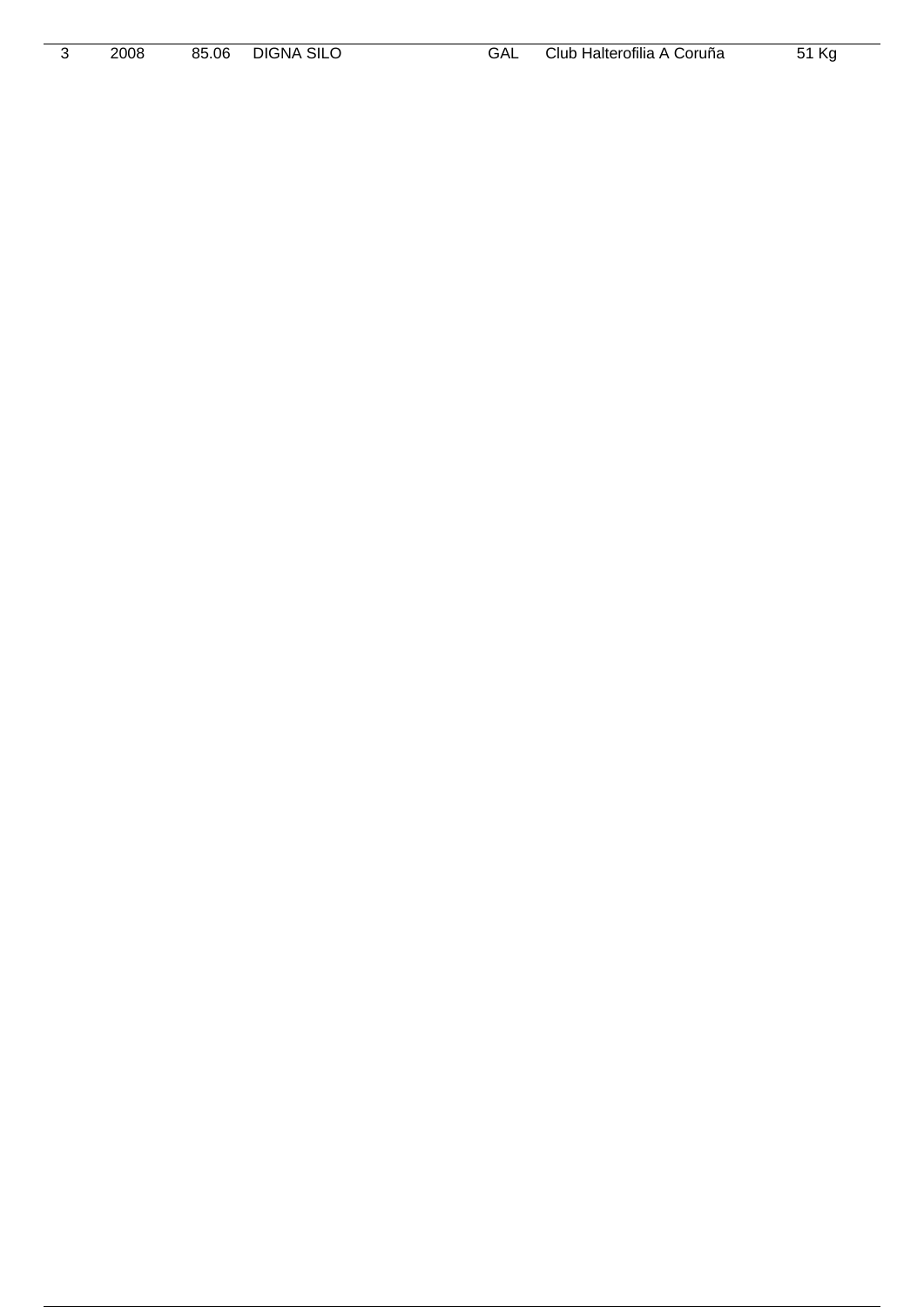| | | | | | | |
|---|---|---|---|---|---|---|
| 3 | 2008 | 85.06 | DIGNA SILO | GAL | Club Halterofilia A Coruña | 51 Kg |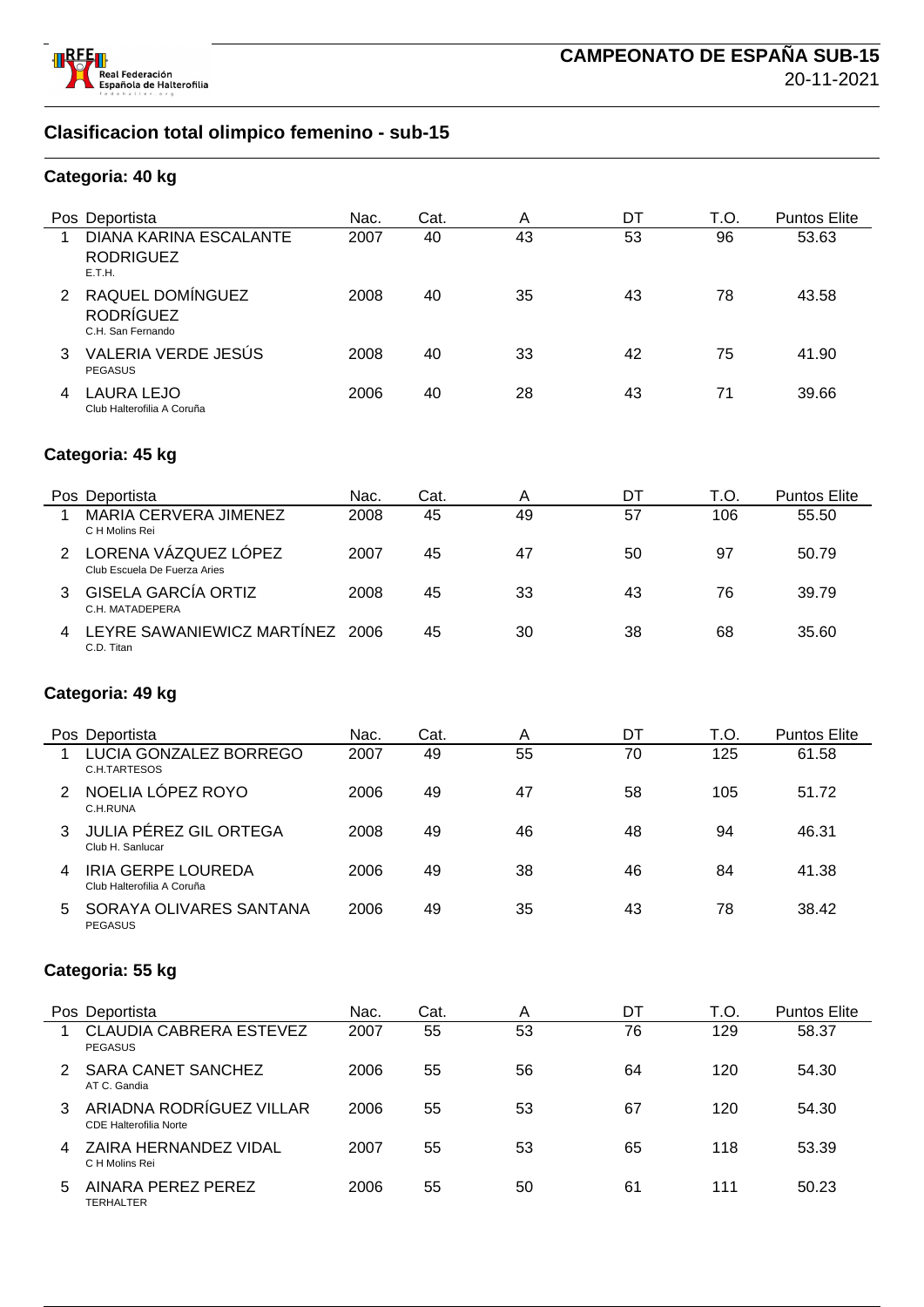## CAMPEONATO DE ESPAÑA SUB-15

20-11-2021

### Clasificacion total olimpico femenino - sub-15

#### Categoria: 40 kg

| Pos | Deportista | Nac. | Cat. | A | DT | T.O. | Puntos Elite |
|---|---|---|---|---|---|---|---|
| 1 | DIANA KARINA ESCALANTE RODRIGUEZ<br>E.T.H. | 2007 | 40 | 43 | 53 | 96 | 53.63 |
| 2 | RAQUEL DOMÍNGUEZ RODRÍGUEZ<br>C.H. San Fernando | 2008 | 40 | 35 | 43 | 78 | 43.58 |
| 3 | VALERIA VERDE JESÚS<br>PEGASUS | 2008 | 40 | 33 | 42 | 75 | 41.90 |
| 4 | LAURA LEJO<br>Club Halterofilia A Coruña | 2006 | 40 | 28 | 43 | 71 | 39.66 |

#### Categoria: 45 kg

| Pos | Deportista | Nac. | Cat. | A | DT | T.O. | Puntos Elite |
|---|---|---|---|---|---|---|---|
| 1 | MARIA CERVERA JIMENEZ<br>C H Molins Rei | 2008 | 45 | 49 | 57 | 106 | 55.50 |
| 2 | LORENA VÁZQUEZ LÓPEZ<br>Club Escuela De Fuerza Aries | 2007 | 45 | 47 | 50 | 97 | 50.79 |
| 3 | GISELA GARCÍA ORTIZ<br>C.H. MATADEPERA | 2008 | 45 | 33 | 43 | 76 | 39.79 |
| 4 | LEYRE SAWANIEWICZ MARTÍNEZ<br>C.D. Titan | 2006 | 45 | 30 | 38 | 68 | 35.60 |

#### Categoria: 49 kg

| Pos | Deportista | Nac. | Cat. | A | DT | T.O. | Puntos Elite |
|---|---|---|---|---|---|---|---|
| 1 | LUCIA GONZALEZ BORREGO<br>C.H.TARTESOS | 2007 | 49 | 55 | 70 | 125 | 61.58 |
| 2 | NOELIA LÓPEZ ROYO<br>C.H.RUNA | 2006 | 49 | 47 | 58 | 105 | 51.72 |
| 3 | JULIA PÉREZ GIL ORTEGA<br>Club H. Sanlucar | 2008 | 49 | 46 | 48 | 94 | 46.31 |
| 4 | IRIA GERPE LOUREDA<br>Club Halterofilia A Coruña | 2006 | 49 | 38 | 46 | 84 | 41.38 |
| 5 | SORAYA OLIVARES SANTANA<br>PEGASUS | 2006 | 49 | 35 | 43 | 78 | 38.42 |

#### Categoria: 55 kg

| Pos | Deportista | Nac. | Cat. | A | DT | T.O. | Puntos Elite |
|---|---|---|---|---|---|---|---|
| 1 | CLAUDIA CABRERA ESTEVEZ<br>PEGASUS | 2007 | 55 | 53 | 76 | 129 | 58.37 |
| 2 | SARA CANET SANCHEZ<br>AT C. Gandia | 2006 | 55 | 56 | 64 | 120 | 54.30 |
| 3 | ARIADNA RODRÍGUEZ VILLAR<br>CDE Halterofilia Norte | 2006 | 55 | 53 | 67 | 120 | 54.30 |
| 4 | ZAIRA HERNANDEZ VIDAL<br>C H Molins Rei | 2007 | 55 | 53 | 65 | 118 | 53.39 |
| 5 | AINARA PEREZ PEREZ<br>TERHALTER | 2006 | 55 | 50 | 61 | 111 | 50.23 |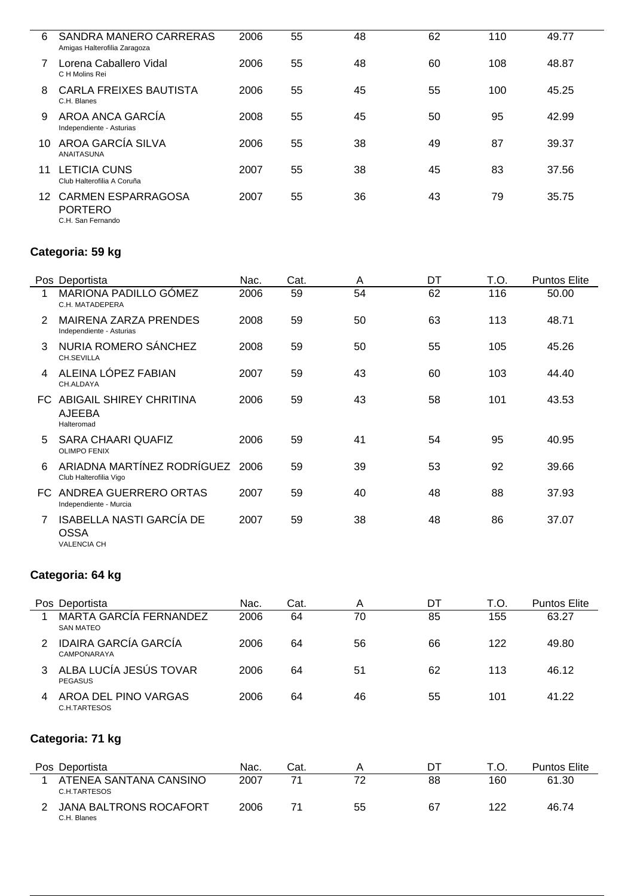| Pos | Deportista | Nac. | Cat. | A | DT | T.O. | Puntos Elite |
|---|---|---|---|---|---|---|---|
| 6 | SANDRA MANERO CARRERAS<br>Amigas Halterofilia Zaragoza | 2006 | 55 | 48 | 62 | 110 | 49.77 |
| 7 | Lorena Caballero Vidal<br>C H Molins Rei | 2006 | 55 | 48 | 60 | 108 | 48.87 |
| 8 | CARLA FREIXES BAUTISTA<br>C.H. Blanes | 2006 | 55 | 45 | 55 | 100 | 45.25 |
| 9 | AROA ANCA GARCÍA<br>Independiente - Asturias | 2008 | 55 | 45 | 50 | 95 | 42.99 |
| 10 | AROA GARCÍA SILVA<br>ANAITASUNA | 2006 | 55 | 38 | 49 | 87 | 39.37 |
| 11 | LETICIA CUNS<br>Club Halterofilia A Coruña | 2007 | 55 | 38 | 45 | 83 | 37.56 |
| 12 | CARMEN ESPARRAGOSA PORTERO<br>C.H. San Fernando | 2007 | 55 | 36 | 43 | 79 | 35.75 |

### Categoria: 59 kg

| Pos | Deportista | Nac. | Cat. | A | DT | T.O. | Puntos Elite |
|---|---|---|---|---|---|---|---|
| 1 | MARIONA PADILLO GÓMEZ<br>C.H. MATADEPERA | 2006 | 59 | 54 | 62 | 116 | 50.00 |
| 2 | MAIRENA ZARZA PRENDES<br>Independiente - Asturias | 2008 | 59 | 50 | 63 | 113 | 48.71 |
| 3 | NURIA ROMERO SÁNCHEZ<br>CH.SEVILLA | 2008 | 59 | 50 | 55 | 105 | 45.26 |
| 4 | ALEINA LÓPEZ FABIAN<br>CH.ALDAYA | 2007 | 59 | 43 | 60 | 103 | 44.40 |
| FC | ABIGAIL SHIREY CHRITINA AJEEBA<br>Halteromad | 2006 | 59 | 43 | 58 | 101 | 43.53 |
| 5 | SARA CHAARI QUAFIZ<br>OLIMPO FENIX | 2006 | 59 | 41 | 54 | 95 | 40.95 |
| 6 | ARIADNA MARTÍNEZ RODRÍGUEZ<br>Club Halterofilia Vigo | 2006 | 59 | 39 | 53 | 92 | 39.66 |
| FC | ANDREA GUERRERO ORTAS<br>Independiente - Murcia | 2007 | 59 | 40 | 48 | 88 | 37.93 |
| 7 | ISABELLA NASTI GARCÍA DE OSSA<br>VALENCIA CH | 2007 | 59 | 38 | 48 | 86 | 37.07 |

### Categoria: 64 kg

| Pos | Deportista | Nac. | Cat. | A | DT | T.O. | Puntos Elite |
|---|---|---|---|---|---|---|---|
| 1 | MARTA GARCÍA FERNANDEZ<br>SAN MATEO | 2006 | 64 | 70 | 85 | 155 | 63.27 |
| 2 | IDAIRA GARCÍA GARCÍA<br>CAMPONARAYA | 2006 | 64 | 56 | 66 | 122 | 49.80 |
| 3 | ALBA LUCÍA JESÚS TOVAR<br>PEGASUS | 2006 | 64 | 51 | 62 | 113 | 46.12 |
| 4 | AROA DEL PINO VARGAS<br>C.H.TARTESOS | 2006 | 64 | 46 | 55 | 101 | 41.22 |

### Categoria: 71 kg

| Pos | Deportista | Nac. | Cat. | A | DT | T.O. | Puntos Elite |
|---|---|---|---|---|---|---|---|
| 1 | ATENEA SANTANA CANSINO<br>C.H.TARTESOS | 2007 | 71 | 72 | 88 | 160 | 61.30 |
| 2 | JANA BALTRONS ROCAFORT<br>C.H. Blanes | 2006 | 71 | 55 | 67 | 122 | 46.74 |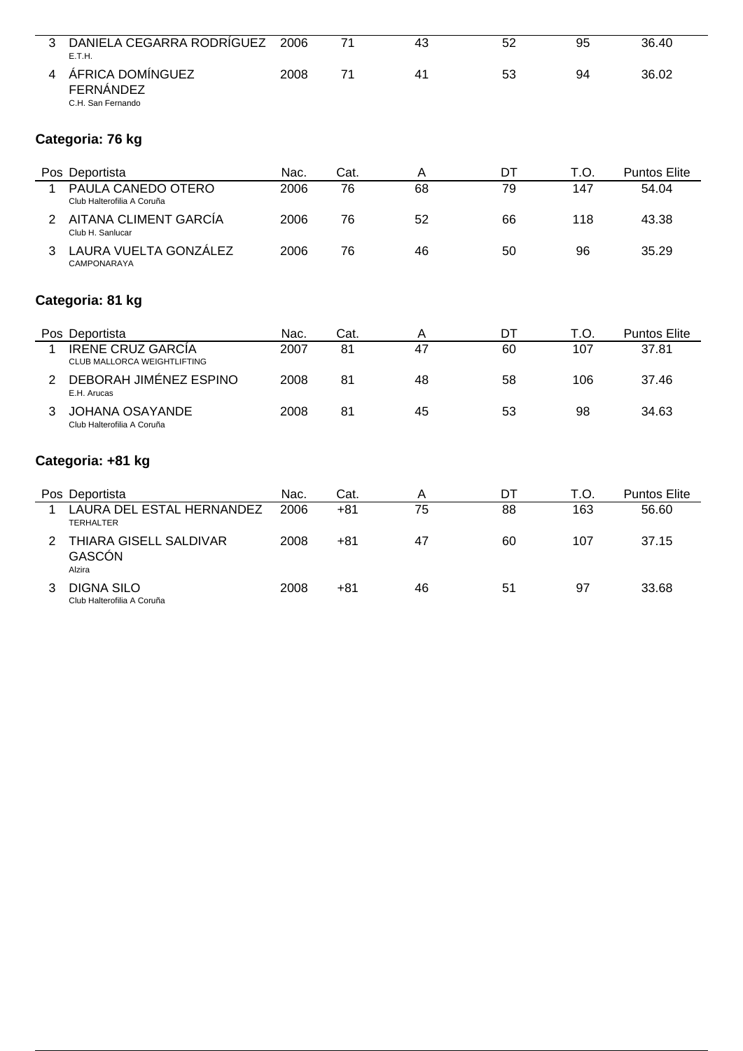| Pos | Deportista | Nac. | Cat. | A | DT | T.O. | Puntos Elite |
|---|---|---|---|---|---|---|---|
| 3 | DANIELA CEGARRA RODRÍGUEZ<br>E.T.H. | 2006 | 71 | 43 | 52 | 95 | 36.40 |
| 4 | ÁFRICA DOMÍNGUEZ FERNÁNDEZ<br>C.H. San Fernando | 2008 | 71 | 41 | 53 | 94 | 36.02 |

## Categoria: 76 kg

| Pos | Deportista | Nac. | Cat. | A | DT | T.O. | Puntos Elite |
|---|---|---|---|---|---|---|---|
| 1 | PAULA CANEDO OTERO<br>Club Halterofilia A Coruña | 2006 | 76 | 68 | 79 | 147 | 54.04 |
| 2 | AITANA CLIMENT GARCÍA<br>Club H. Sanlucar | 2006 | 76 | 52 | 66 | 118 | 43.38 |
| 3 | LAURA VUELTA GONZÁLEZ<br>CAMPONARAYA | 2006 | 76 | 46 | 50 | 96 | 35.29 |

## Categoria: 81 kg

| Pos | Deportista | Nac. | Cat. | A | DT | T.O. | Puntos Elite |
|---|---|---|---|---|---|---|---|
| 1 | IRENE CRUZ GARCÍA<br>CLUB MALLORCA WEIGHTLIFTING | 2007 | 81 | 47 | 60 | 107 | 37.81 |
| 2 | DEBORAH JIMÉNEZ ESPINO<br>E.H. Arucas | 2008 | 81 | 48 | 58 | 106 | 37.46 |
| 3 | JOHANA OSAYANDE<br>Club Halterofilia A Coruña | 2008 | 81 | 45 | 53 | 98 | 34.63 |

## Categoria: +81 kg

| Pos | Deportista | Nac. | Cat. | A | DT | T.O. | Puntos Elite |
|---|---|---|---|---|---|---|---|
| 1 | LAURA DEL ESTAL HERNANDEZ<br>TERHALTER | 2006 | +81 | 75 | 88 | 163 | 56.60 |
| 2 | THIARA GISELL SALDIVAR GASCÓN<br>Alzira | 2008 | +81 | 47 | 60 | 107 | 37.15 |
| 3 | DIGNA SILO<br>Club Halterofilia A Coruña | 2008 | +81 | 46 | 51 | 97 | 33.68 |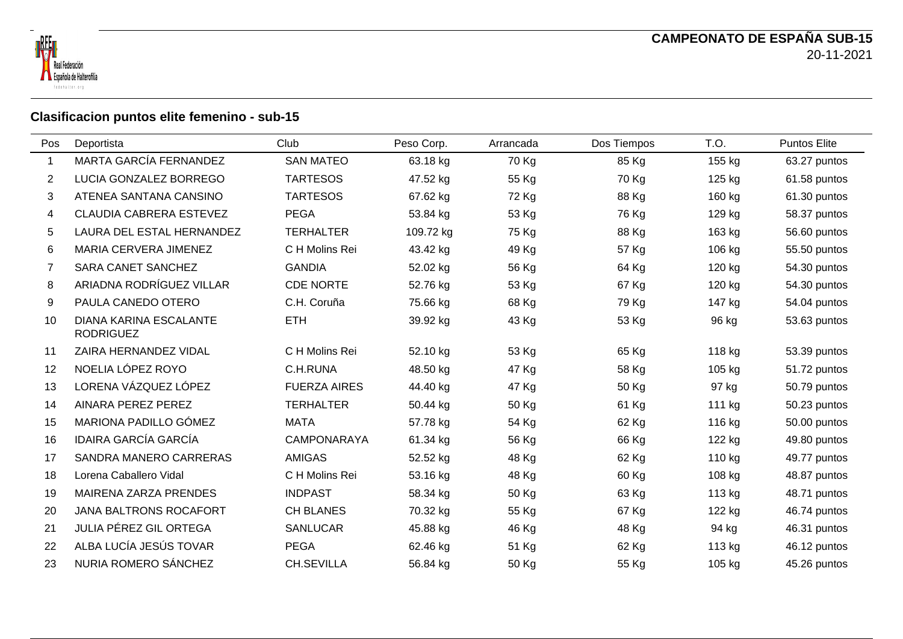**CAMPEONATO DE ESPAÑA SUB-15**
20-11-2021

## Clasificacion puntos elite femenino - sub-15

| Pos | Deportista | Club | Peso Corp. | Arrancada | Dos Tiempos | T.O. | Puntos Elite |
|---|---|---|---|---|---|---|---|
| 1 | MARTA GARCÍA FERNANDEZ | SAN MATEO | 63.18 kg | 70 Kg | 85 Kg | 155 kg | 63.27 puntos |
| 2 | LUCIA GONZALEZ BORREGO | TARTESOS | 47.52 kg | 55 Kg | 70 Kg | 125 kg | 61.58 puntos |
| 3 | ATENEA SANTANA CANSINO | TARTESOS | 67.62 kg | 72 Kg | 88 Kg | 160 kg | 61.30 puntos |
| 4 | CLAUDIA CABRERA ESTEVEZ | PEGA | 53.84 kg | 53 Kg | 76 Kg | 129 kg | 58.37 puntos |
| 5 | LAURA DEL ESTAL HERNANDEZ | TERHALTER | 109.72 kg | 75 Kg | 88 Kg | 163 kg | 56.60 puntos |
| 6 | MARIA CERVERA JIMENEZ | C H Molins Rei | 43.42 kg | 49 Kg | 57 Kg | 106 kg | 55.50 puntos |
| 7 | SARA CANET SANCHEZ | GANDIA | 52.02 kg | 56 Kg | 64 Kg | 120 kg | 54.30 puntos |
| 8 | ARIADNA RODRÍGUEZ VILLAR | CDE NORTE | 52.76 kg | 53 Kg | 67 Kg | 120 kg | 54.30 puntos |
| 9 | PAULA CANEDO OTERO | C.H. Coruña | 75.66 kg | 68 Kg | 79 Kg | 147 kg | 54.04 puntos |
| 10 | DIANA KARINA ESCALANTE RODRIGUEZ | ETH | 39.92 kg | 43 Kg | 53 Kg | 96 kg | 53.63 puntos |
| 11 | ZAIRA HERNANDEZ VIDAL | C H Molins Rei | 52.10 kg | 53 Kg | 65 Kg | 118 kg | 53.39 puntos |
| 12 | NOELIA LÓPEZ ROYO | C.H.RUNA | 48.50 kg | 47 Kg | 58 Kg | 105 kg | 51.72 puntos |
| 13 | LORENA VÁZQUEZ LÓPEZ | FUERZA AIRES | 44.40 kg | 47 Kg | 50 Kg | 97 kg | 50.79 puntos |
| 14 | AINARA PEREZ PEREZ | TERHALTER | 50.44 kg | 50 Kg | 61 Kg | 111 kg | 50.23 puntos |
| 15 | MARIONA PADILLO GÓMEZ | MATA | 57.78 kg | 54 Kg | 62 Kg | 116 kg | 50.00 puntos |
| 16 | IDAIRA GARCÍA GARCÍA | CAMPONARAYA | 61.34 kg | 56 Kg | 66 Kg | 122 kg | 49.80 puntos |
| 17 | SANDRA MANERO CARRERAS | AMIGAS | 52.52 kg | 48 Kg | 62 Kg | 110 kg | 49.77 puntos |
| 18 | Lorena Caballero Vidal | C H Molins Rei | 53.16 kg | 48 Kg | 60 Kg | 108 kg | 48.87 puntos |
| 19 | MAIRENA ZARZA PRENDES | INDPAST | 58.34 kg | 50 Kg | 63 Kg | 113 kg | 48.71 puntos |
| 20 | JANA BALTRONS ROCAFORT | CH BLANES | 70.32 kg | 55 Kg | 67 Kg | 122 kg | 46.74 puntos |
| 21 | JULIA PÉREZ GIL ORTEGA | SANLUCAR | 45.88 kg | 46 Kg | 48 Kg | 94 kg | 46.31 puntos |
| 22 | ALBA LUCÍA JESÚS TOVAR | PEGA | 62.46 kg | 51 Kg | 62 Kg | 113 kg | 46.12 puntos |
| 23 | NURIA ROMERO SÁNCHEZ | CH.SEVILLA | 56.84 kg | 50 Kg | 55 Kg | 105 kg | 45.26 puntos |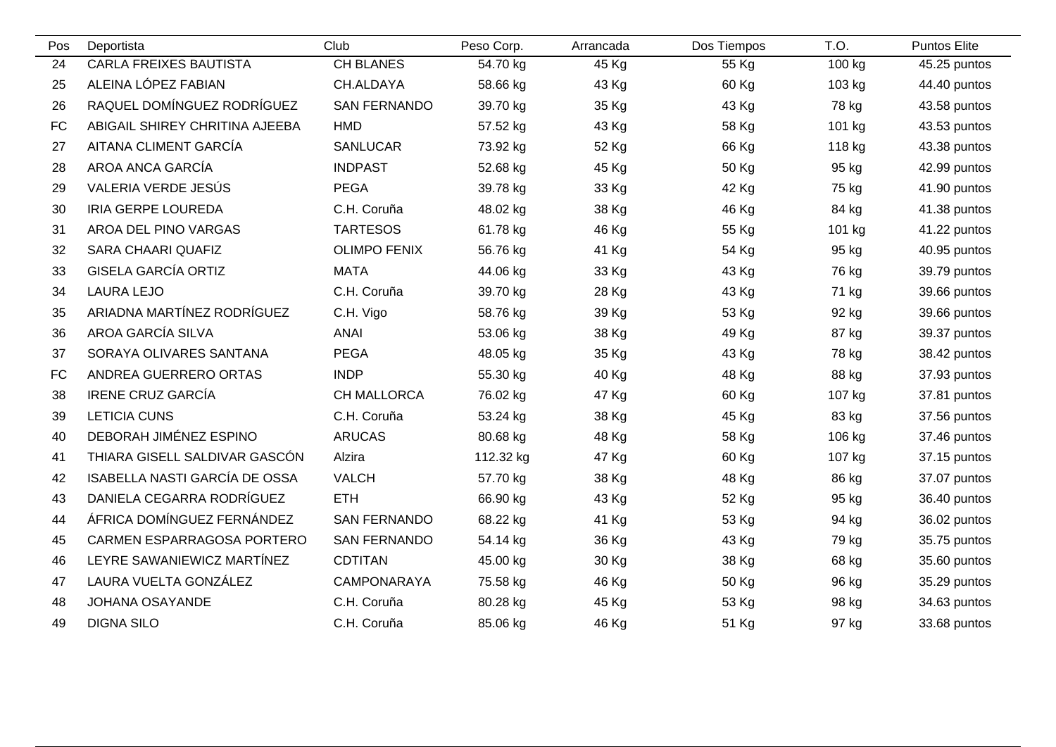| Pos | Deportista | Club | Peso Corp. | Arrancada | Dos Tiempos | T.O. | Puntos Elite |
|---|---|---|---|---|---|---|---|
| 24 | CARLA FREIXES BAUTISTA | CH BLANES | 54.70 kg | 45 Kg | 55 Kg | 100 kg | 45.25 puntos |
| 25 | ALEINA LÓPEZ FABIAN | CH.ALDAYA | 58.66 kg | 43 Kg | 60 Kg | 103 kg | 44.40 puntos |
| 26 | RAQUEL DOMÍNGUEZ RODRÍGUEZ | SAN FERNANDO | 39.70 kg | 35 Kg | 43 Kg | 78 kg | 43.58 puntos |
| FC | ABIGAIL SHIREY CHRITINA AJEEBA | HMD | 57.52 kg | 43 Kg | 58 Kg | 101 kg | 43.53 puntos |
| 27 | AITANA CLIMENT GARCÍA | SANLUCAR | 73.92 kg | 52 Kg | 66 Kg | 118 kg | 43.38 puntos |
| 28 | AROA ANCA GARCÍA | INDPAST | 52.68 kg | 45 Kg | 50 Kg | 95 kg | 42.99 puntos |
| 29 | VALERIA VERDE JESÚS | PEGA | 39.78 kg | 33 Kg | 42 Kg | 75 kg | 41.90 puntos |
| 30 | IRIA GERPE LOUREDA | C.H. Coruña | 48.02 kg | 38 Kg | 46 Kg | 84 kg | 41.38 puntos |
| 31 | AROA DEL PINO VARGAS | TARTESOS | 61.78 kg | 46 Kg | 55 Kg | 101 kg | 41.22 puntos |
| 32 | SARA CHAARI QUAFIZ | OLIMPO FENIX | 56.76 kg | 41 Kg | 54 Kg | 95 kg | 40.95 puntos |
| 33 | GISELA GARCÍA ORTIZ | MATA | 44.06 kg | 33 Kg | 43 Kg | 76 kg | 39.79 puntos |
| 34 | LAURA LEJO | C.H. Coruña | 39.70 kg | 28 Kg | 43 Kg | 71 kg | 39.66 puntos |
| 35 | ARIADNA MARTÍNEZ RODRÍGUEZ | C.H. Vigo | 58.76 kg | 39 Kg | 53 Kg | 92 kg | 39.66 puntos |
| 36 | AROA GARCÍA SILVA | ANAI | 53.06 kg | 38 Kg | 49 Kg | 87 kg | 39.37 puntos |
| 37 | SORAYA OLIVARES SANTANA | PEGA | 48.05 kg | 35 Kg | 43 Kg | 78 kg | 38.42 puntos |
| FC | ANDREA GUERRERO ORTAS | INDP | 55.30 kg | 40 Kg | 48 Kg | 88 kg | 37.93 puntos |
| 38 | IRENE CRUZ GARCÍA | CH MALLORCA | 76.02 kg | 47 Kg | 60 Kg | 107 kg | 37.81 puntos |
| 39 | LETICIA CUNS | C.H. Coruña | 53.24 kg | 38 Kg | 45 Kg | 83 kg | 37.56 puntos |
| 40 | DEBORAH JIMÉNEZ ESPINO | ARUCAS | 80.68 kg | 48 Kg | 58 Kg | 106 kg | 37.46 puntos |
| 41 | THIARA GISELL SALDIVAR GASCÓN | Alzira | 112.32 kg | 47 Kg | 60 Kg | 107 kg | 37.15 puntos |
| 42 | ISABELLA NASTI GARCÍA DE OSSA | VALCH | 57.70 kg | 38 Kg | 48 Kg | 86 kg | 37.07 puntos |
| 43 | DANIELA CEGARRA RODRÍGUEZ | ETH | 66.90 kg | 43 Kg | 52 Kg | 95 kg | 36.40 puntos |
| 44 | ÁFRICA DOMÍNGUEZ FERNÁNDEZ | SAN FERNANDO | 68.22 kg | 41 Kg | 53 Kg | 94 kg | 36.02 puntos |
| 45 | CARMEN ESPARRAGOSA PORTERO | SAN FERNANDO | 54.14 kg | 36 Kg | 43 Kg | 79 kg | 35.75 puntos |
| 46 | LEYRE SAWANIEWICZ MARTÍNEZ | CDTITAN | 45.00 kg | 30 Kg | 38 Kg | 68 kg | 35.60 puntos |
| 47 | LAURA VUELTA GONZÁLEZ | CAMPONARAYA | 75.58 kg | 46 Kg | 50 Kg | 96 kg | 35.29 puntos |
| 48 | JOHANA OSAYANDE | C.H. Coruña | 80.28 kg | 45 Kg | 53 Kg | 98 kg | 34.63 puntos |
| 49 | DIGNA SILO | C.H. Coruña | 85.06 kg | 46 Kg | 51 Kg | 97 kg | 33.68 puntos |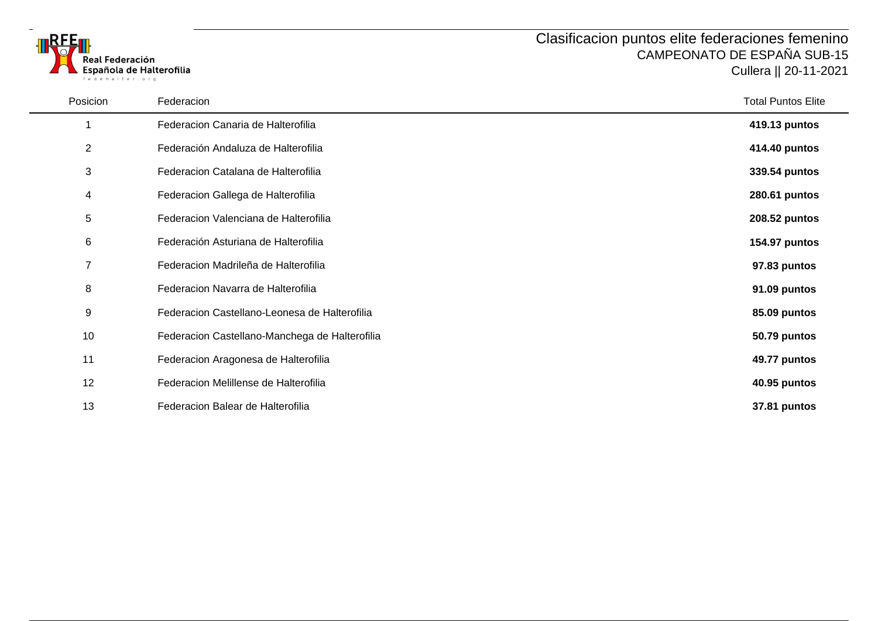Real Federación Española de Halterofilia

# Clasificacion puntos elite federaciones femenino

CAMPEONATO DE ESPAÑA SUB-15

Cullera || 20-11-2021

| Posicion | Federacion | Total Puntos Elite |
|---|---|---|
| 1 | Federacion Canaria de Halterofilia | **419.13 puntos** |
| 2 | Federación Andaluza de Halterofilia | **414.40 puntos** |
| 3 | Federacion Catalana de Halterofilia | **339.54 puntos** |
| 4 | Federacion Gallega de Halterofilia | **280.61 puntos** |
| 5 | Federacion Valenciana de Halterofilia | **208.52 puntos** |
| 6 | Federación Asturiana de Halterofilia | **154.97 puntos** |
| 7 | Federacion Madrileña de Halterofilia | **97.83 puntos** |
| 8 | Federacion Navarra de Halterofilia | **91.09 puntos** |
| 9 | Federacion Castellano-Leonesa de Halterofilia | **85.09 puntos** |
| 10 | Federacion Castellano-Manchega de Halterofilia | **50.79 puntos** |
| 11 | Federacion Aragonesa de Halterofilia | **49.77 puntos** |
| 12 | Federacion Melillense de Halterofilia | **40.95 puntos** |
| 13 | Federacion Balear de Halterofilia | **37.81 puntos** |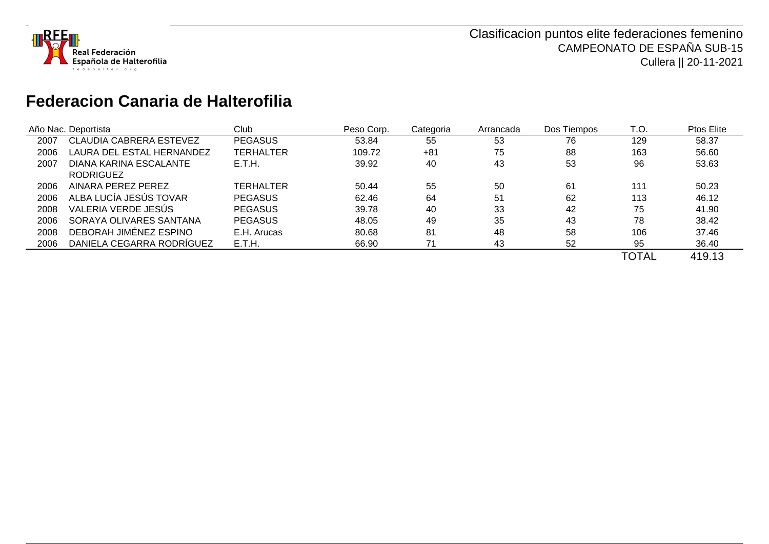Clasificacion puntos elite federaciones femenino
CAMPEONATO DE ESPAÑA SUB-15
Cullera || 20-11-2021

## Federacion Canaria de Halterofilia

| Año Nac. | Deportista | Club | Peso Corp. | Categoria | Arrancada | Dos Tiempos | T.O. | Ptos Elite |
|---|---|---|---|---|---|---|---|---|
| 2007 | CLAUDIA CABRERA ESTEVEZ | PEGASUS | 53.84 | 55 | 53 | 76 | 129 | 58.37 |
| 2006 | LAURA DEL ESTAL HERNANDEZ | TERHALTER | 109.72 | +81 | 75 | 88 | 163 | 56.60 |
| 2007 | DIANA KARINA ESCALANTE RODRIGUEZ | E.T.H. | 39.92 | 40 | 43 | 53 | 96 | 53.63 |
| 2006 | AINARA PEREZ PEREZ | TERHALTER | 50.44 | 55 | 50 | 61 | 111 | 50.23 |
| 2006 | ALBA LUCÍA JESÚS TOVAR | PEGASUS | 62.46 | 64 | 51 | 62 | 113 | 46.12 |
| 2008 | VALERIA VERDE JESÚS | PEGASUS | 39.78 | 40 | 33 | 42 | 75 | 41.90 |
| 2006 | SORAYA OLIVARES SANTANA | PEGASUS | 48.05 | 49 | 35 | 43 | 78 | 38.42 |
| 2008 | DEBORAH JIMÉNEZ ESPINO | E.H. Arucas | 80.68 | 81 | 48 | 58 | 106 | 37.46 |
| 2006 | DANIELA CEGARRA RODRÍGUEZ | E.T.H. | 66.90 | 71 | 43 | 52 | 95 | 36.40 |
| | | | | | | | TOTAL | 419.13 |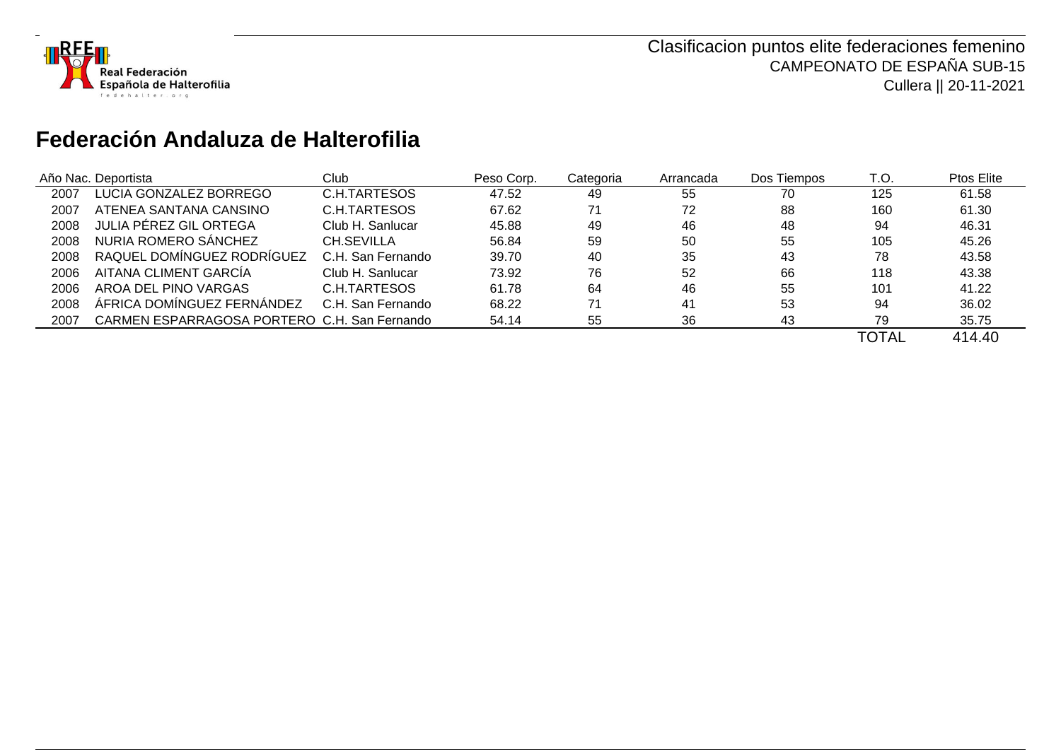Clasificacion puntos elite federaciones femenino
CAMPEONATO DE ESPAÑA SUB-15
Cullera || 20-11-2021

## Federación Andaluza de Halterofilia

| Año Nac. | Deportista | Club | Peso Corp. | Categoria | Arrancada | Dos Tiempos | T.O. | Ptos Elite |
|---|---|---|---|---|---|---|---|---|
| 2007 | LUCIA GONZALEZ BORREGO | C.H.TARTESOS | 47.52 | 49 | 55 | 70 | 125 | 61.58 |
| 2007 | ATENEA SANTANA CANSINO | C.H.TARTESOS | 67.62 | 71 | 72 | 88 | 160 | 61.30 |
| 2008 | JULIA PÉREZ GIL ORTEGA | Club H. Sanlucar | 45.88 | 49 | 46 | 48 | 94 | 46.31 |
| 2008 | NURIA ROMERO SÁNCHEZ | CH.SEVILLA | 56.84 | 59 | 50 | 55 | 105 | 45.26 |
| 2008 | RAQUEL DOMÍNGUEZ RODRÍGUEZ | C.H. San Fernando | 39.70 | 40 | 35 | 43 | 78 | 43.58 |
| 2006 | AITANA CLIMENT GARCÍA | Club H. Sanlucar | 73.92 | 76 | 52 | 66 | 118 | 43.38 |
| 2006 | AROA DEL PINO VARGAS | C.H.TARTESOS | 61.78 | 64 | 46 | 55 | 101 | 41.22 |
| 2008 | ÁFRICA DOMÍNGUEZ FERNÁNDEZ | C.H. San Fernando | 68.22 | 71 | 41 | 53 | 94 | 36.02 |
| 2007 | CARMEN ESPARRAGOSA PORTERO | C.H. San Fernando | 54.14 | 55 | 36 | 43 | 79 | 35.75 |
| | | | | | | | TOTAL | 414.40 |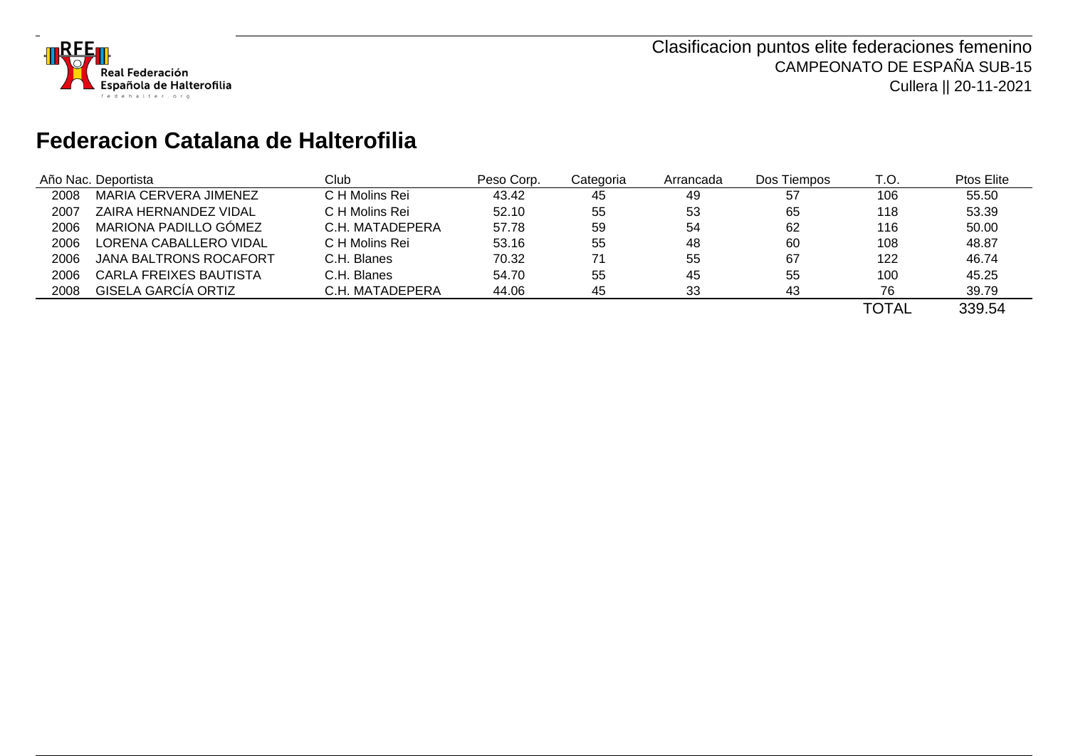Clasificacion puntos elite federaciones femenino

CAMPEONATO DE ESPAÑA SUB-15

Cullera || 20-11-2021

## Federacion Catalana de Halterofilia

| Año Nac. | Deportista | Club | Peso Corp. | Categoria | Arrancada | Dos Tiempos | T.O. | Ptos Elite |
|---|---|---|---|---|---|---|---|---|
| 2008 | MARIA CERVERA JIMENEZ | C H Molins Rei | 43.42 | 45 | 49 | 57 | 106 | 55.50 |
| 2007 | ZAIRA HERNANDEZ VIDAL | C H Molins Rei | 52.10 | 55 | 53 | 65 | 118 | 53.39 |
| 2006 | MARIONA PADILLO GÓMEZ | C.H. MATADEPERA | 57.78 | 59 | 54 | 62 | 116 | 50.00 |
| 2006 | LORENA CABALLERO VIDAL | C H Molins Rei | 53.16 | 55 | 48 | 60 | 108 | 48.87 |
| 2006 | JANA BALTRONS ROCAFORT | C.H. Blanes | 70.32 | 71 | 55 | 67 | 122 | 46.74 |
| 2006 | CARLA FREIXES BAUTISTA | C.H. Blanes | 54.70 | 55 | 45 | 55 | 100 | 45.25 |
| 2008 | GISELA GARCÍA ORTIZ | C.H. MATADEPERA | 44.06 | 45 | 33 | 43 | 76 | 39.79 |
| | | | | | | | TOTAL | 339.54 |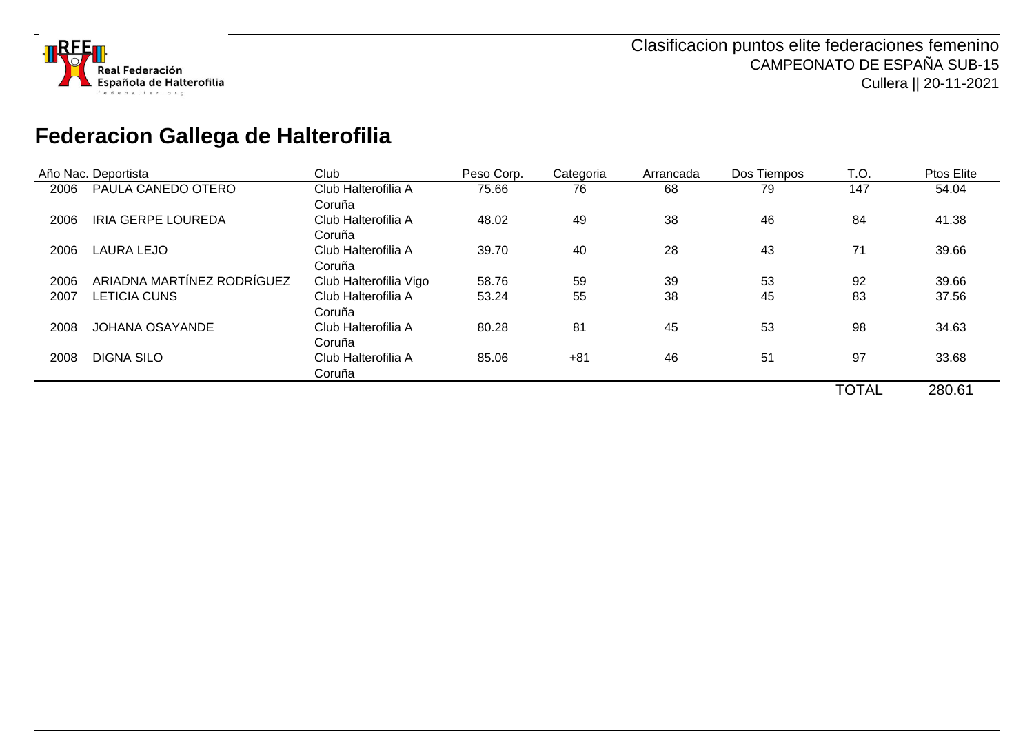Clasificacion puntos elite federaciones femenino
CAMPEONATO DE ESPAÑA SUB-15
Cullera || 20-11-2021

## Federacion Gallega de Halterofilia

| Año Nac. | Deportista | Club | Peso Corp. | Categoria | Arrancada | Dos Tiempos | T.O. | Ptos Elite |
|---|---|---|---|---|---|---|---|---|
| 2006 | PAULA CANEDO OTERO | Club Halterofilia A Coruña | 75.66 | 76 | 68 | 79 | 147 | 54.04 |
| 2006 | IRIA GERPE LOUREDA | Club Halterofilia A Coruña | 48.02 | 49 | 38 | 46 | 84 | 41.38 |
| 2006 | LAURA LEJO | Club Halterofilia A Coruña | 39.70 | 40 | 28 | 43 | 71 | 39.66 |
| 2006 | ARIADNA MARTÍNEZ RODRÍGUEZ | Club Halterofilia Vigo | 58.76 | 59 | 39 | 53 | 92 | 39.66 |
| 2007 | LETICIA CUNS | Club Halterofilia A Coruña | 53.24 | 55 | 38 | 45 | 83 | 37.56 |
| 2008 | JOHANA OSAYANDE | Club Halterofilia A Coruña | 80.28 | 81 | 45 | 53 | 98 | 34.63 |
| 2008 | DIGNA SILO | Club Halterofilia A Coruña | 85.06 | +81 | 46 | 51 | 97 | 33.68 |
| | | | | | | | TOTAL | 280.61 |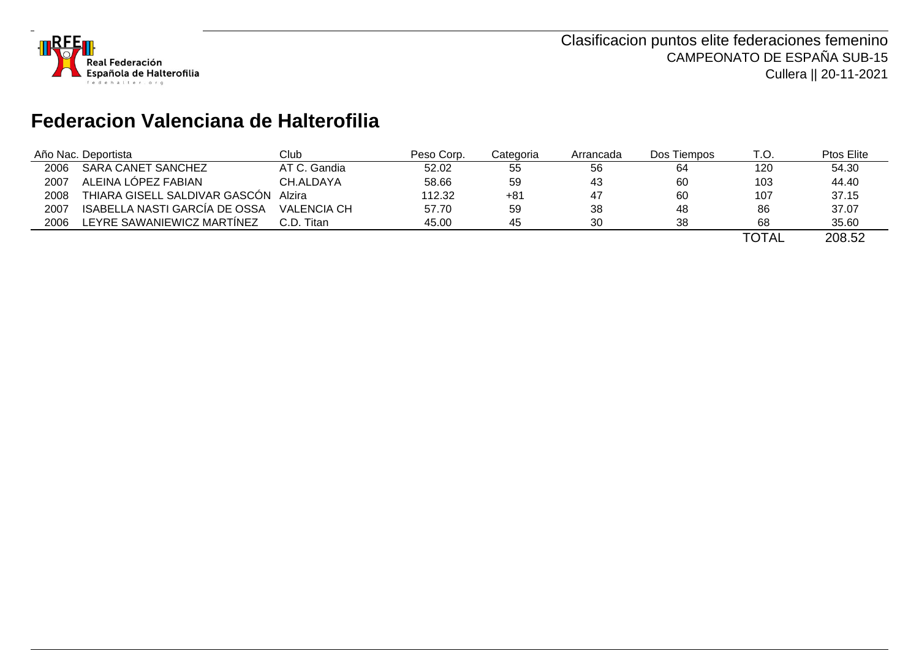Clasificacion puntos elite federaciones femenino
CAMPEONATO DE ESPAÑA SUB-15
Cullera || 20-11-2021

## Federacion Valenciana de Halterofilia

| Año Nac. | Deportista | Club | Peso Corp. | Categoria | Arrancada | Dos Tiempos | T.O. | Ptos Elite |
|---|---|---|---|---|---|---|---|---|
| 2006 | SARA CANET SANCHEZ | AT C. Gandia | 52.02 | 55 | 56 | 64 | 120 | 54.30 |
| 2007 | ALEINA LÓPEZ FABIAN | CH.ALDAYA | 58.66 | 59 | 43 | 60 | 103 | 44.40 |
| 2008 | THIARA GISELL SALDIVAR GASCÓN | Alzira | 112.32 | +81 | 47 | 60 | 107 | 37.15 |
| 2007 | ISABELLA NASTI GARCÍA DE OSSA | VALENCIA CH | 57.70 | 59 | 38 | 48 | 86 | 37.07 |
| 2006 | LEYRE SAWANIEWICZ MARTÍNEZ | C.D. Titan | 45.00 | 45 | 30 | 38 | 68 | 35.60 |
| | | | | | | | TOTAL | 208.52 |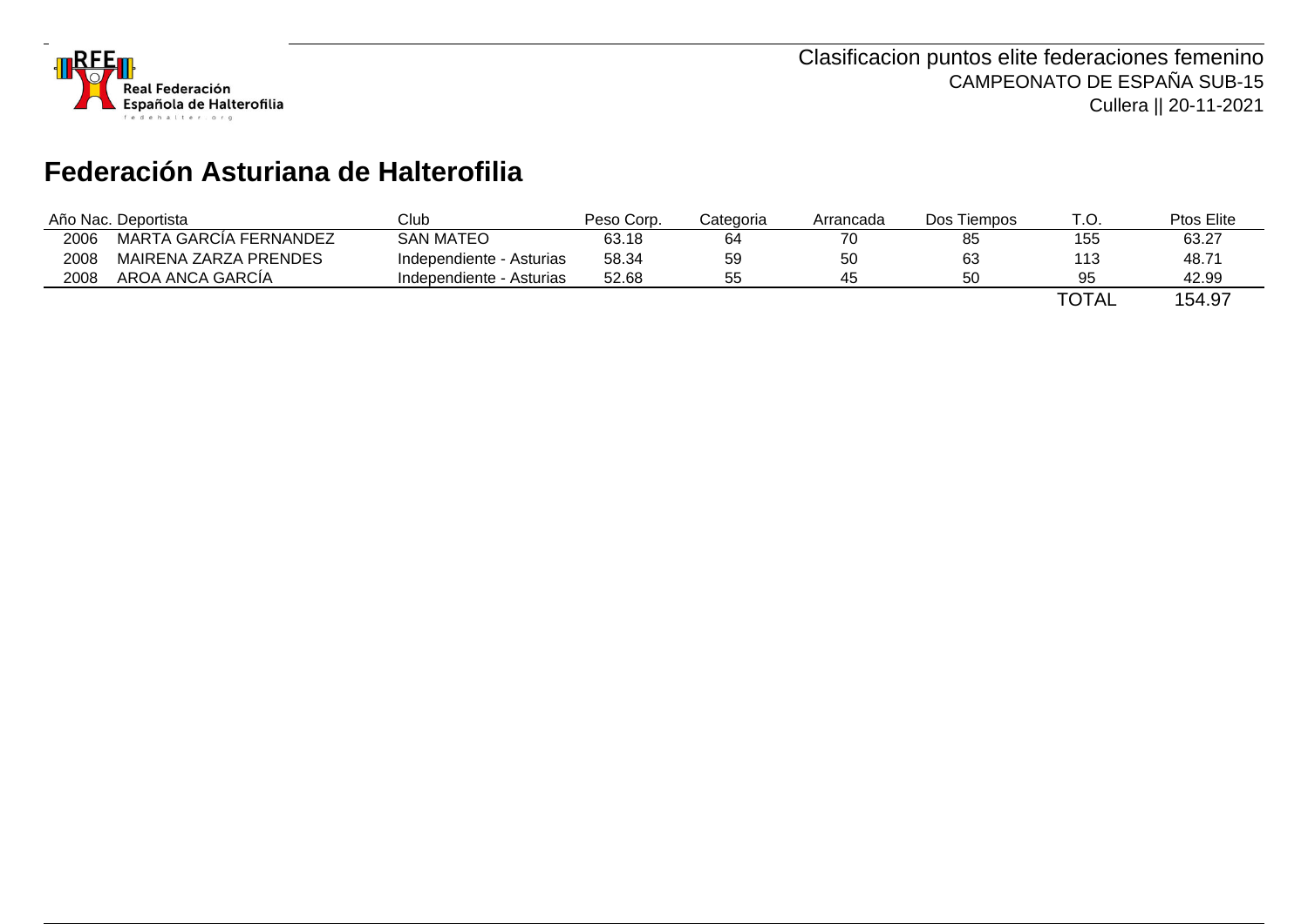Clasificacion puntos elite federaciones femenino
CAMPEONATO DE ESPAÑA SUB-15
Cullera || 20-11-2021

## Federación Asturiana de Halterofilia

| Año Nac. | Deportista | Club | Peso Corp. | Categoria | Arrancada | Dos Tiempos | T.O. | Ptos Elite |
|---|---|---|---|---|---|---|---|---|
| 2006 | MARTA GARCÍA FERNANDEZ | SAN MATEO | 63.18 | 64 | 70 | 85 | 155 | 63.27 |
| 2008 | MAIRENA ZARZA PRENDES | Independiente - Asturias | 58.34 | 59 | 50 | 63 | 113 | 48.71 |
| 2008 | AROA ANCA GARCÍA | Independiente - Asturias | 52.68 | 55 | 45 | 50 | 95 | 42.99 |
| | | | | | | | TOTAL | 154.97 |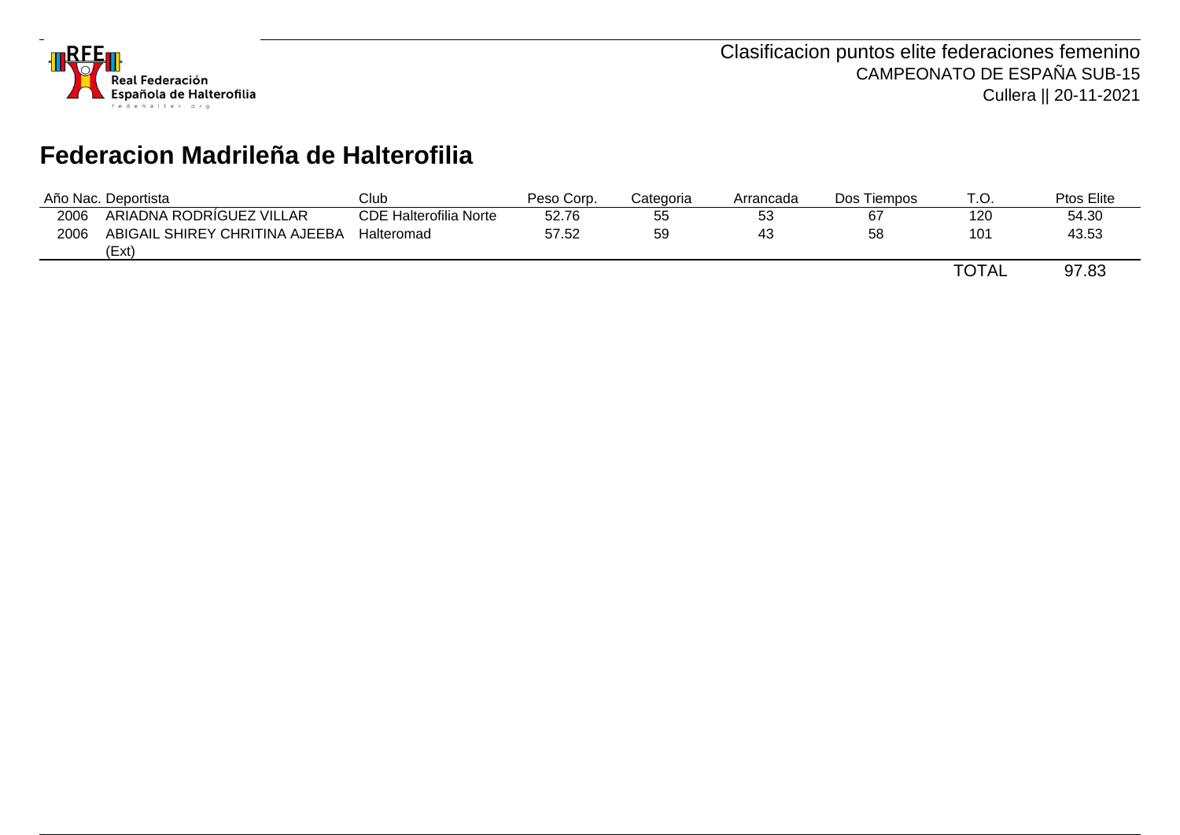Clasificacion puntos elite federaciones femenino

CAMPEONATO DE ESPAÑA SUB-15

Cullera || 20-11-2021

## Federacion Madrileña de Halterofilia

| Año Nac. | Deportista | Club | Peso Corp. | Categoria | Arrancada | Dos Tiempos | T.O. | Ptos Elite |
|---|---|---|---|---|---|---|---|---|
| 2006 | ARIADNA RODRÍGUEZ VILLAR | CDE Halterofilia Norte | 52.76 | 55 | 53 | 67 | 120 | 54.30 |
| 2006 | ABIGAIL SHIREY CHRITINA AJEEBA (Ext) | Halteromad | 57.52 | 59 | 43 | 58 | 101 | 43.53 |
| | | | | | | | TOTAL | 97.83 |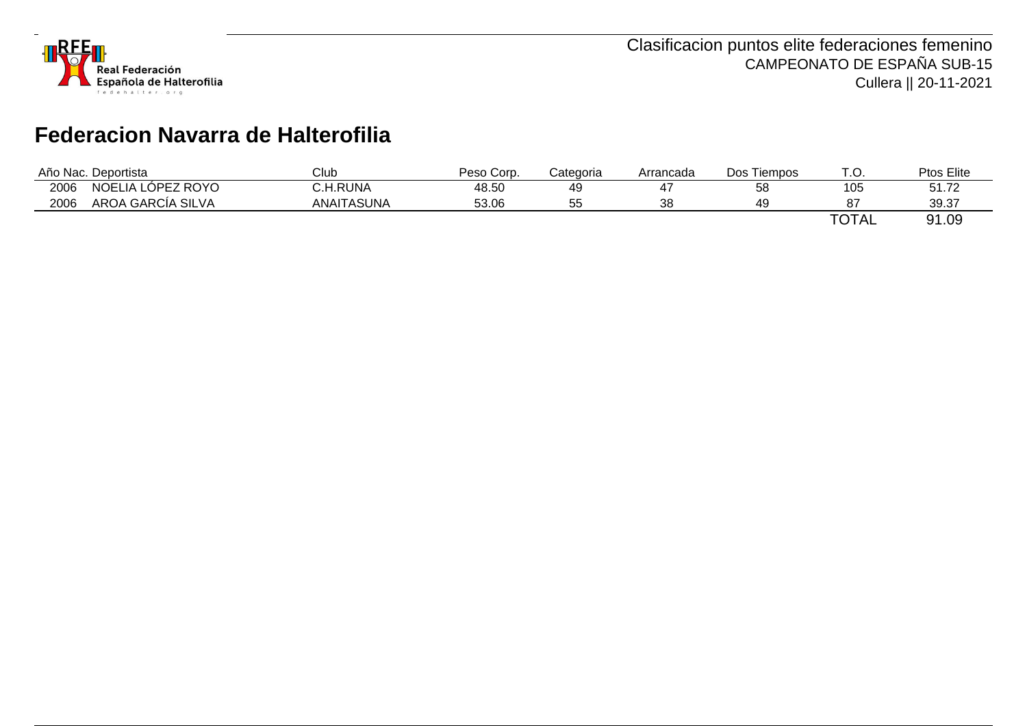Real Federación Española de Halterofilia

Clasificacion puntos elite federaciones femenino
CAMPEONATO DE ESPAÑA SUB-15
Cullera || 20-11-2021

## Federacion Navarra de Halterofilia

| Año Nac. | Deportista | Club | Peso Corp. | Categoria | Arrancada | Dos Tiempos | T.O. | Ptos Elite |
|---|---|---|---|---|---|---|---|---|
| 2006 | NOELIA LÓPEZ ROYO | C.H.RUNA | 48.50 | 49 | 47 | 58 | 105 | 51.72 |
| 2006 | AROA GARCÍA SILVA | ANAITASUNA | 53.06 | 55 | 38 | 49 | 87 | 39.37 |
| | | | | | | | TOTAL | 91.09 |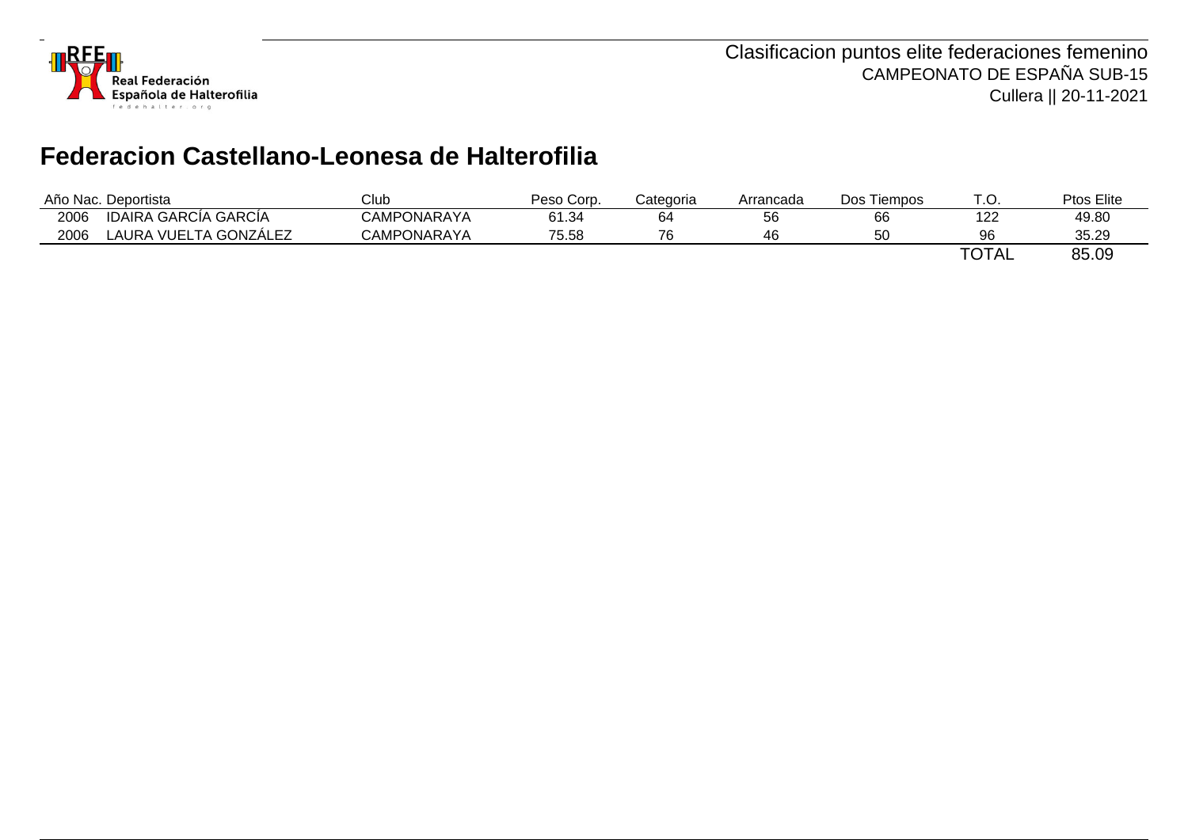Clasificacion puntos elite federaciones femenino

CAMPEONATO DE ESPAÑA SUB-15

Cullera || 20-11-2021

## Federacion Castellano-Leonesa de Halterofilia

| Año Nac. | Deportista | Club | Peso Corp. | Categoria | Arrancada | Dos Tiempos | T.O. | Ptos Elite |
|---|---|---|---|---|---|---|---|---|
| 2006 | IDAIRA GARCÍA GARCÍA | CAMPONARAYA | 61.34 | 64 | 56 | 66 | 122 | 49.80 |
| 2006 | LAURA VUELTA GONZÁLEZ | CAMPONARAYA | 75.58 | 76 | 46 | 50 | 96 | 35.29 |
| | | | | | | | TOTAL | 85.09 |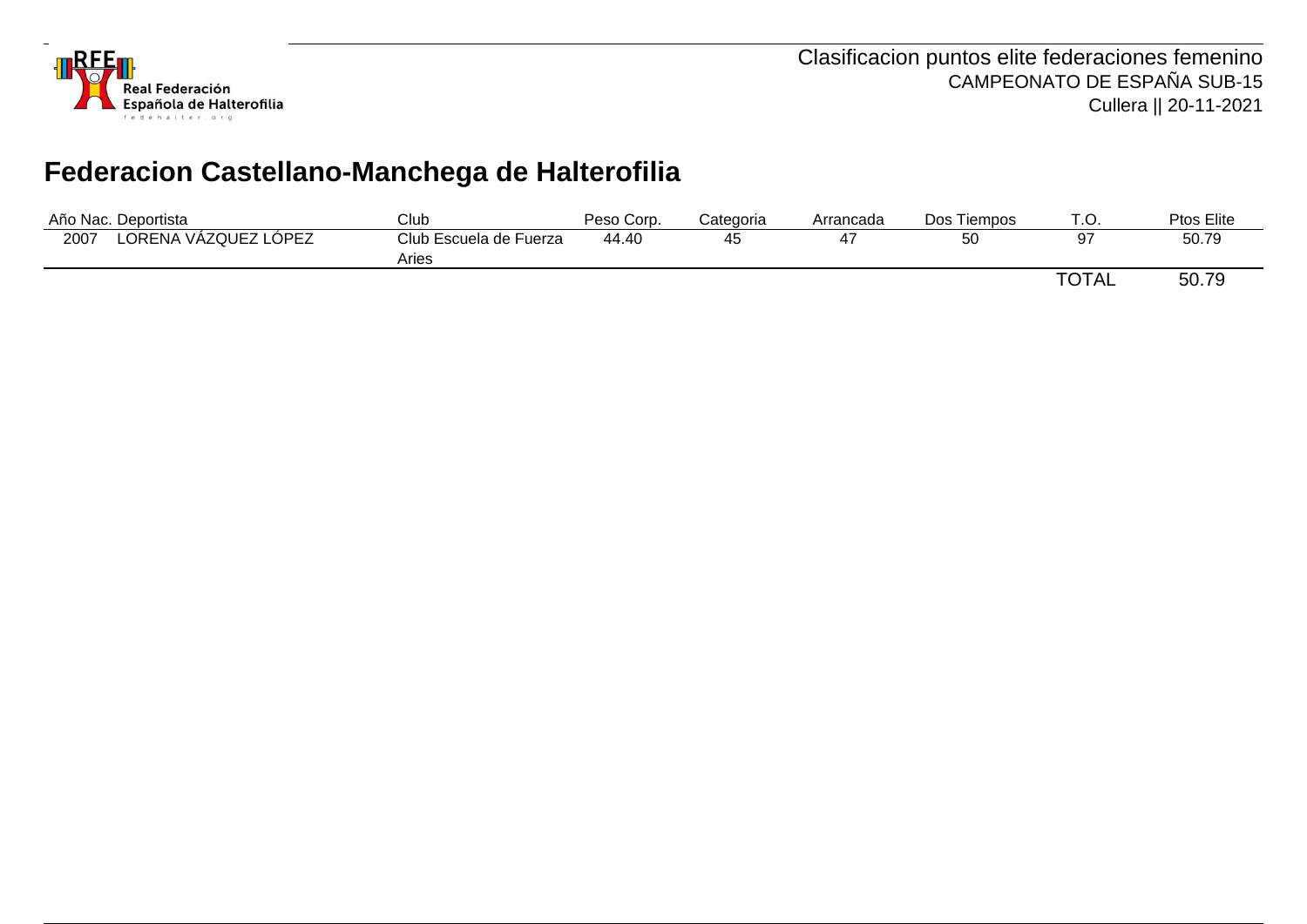Clasificacion puntos elite federaciones femenino
CAMPEONATO DE ESPAÑA SUB-15
Cullera || 20-11-2021

## Federacion Castellano-Manchega de Halterofilia

| Año Nac. | Deportista | Club | Peso Corp. | Categoria | Arrancada | Dos Tiempos | T.O. | Ptos Elite |
|---|---|---|---|---|---|---|---|---|
| 2007 | LORENA VÁZQUEZ LÓPEZ | Club Escuela de Fuerza Aries | 44.40 | 45 | 47 | 50 | 97 | 50.79 |
| | | | | | | | TOTAL | 50.79 |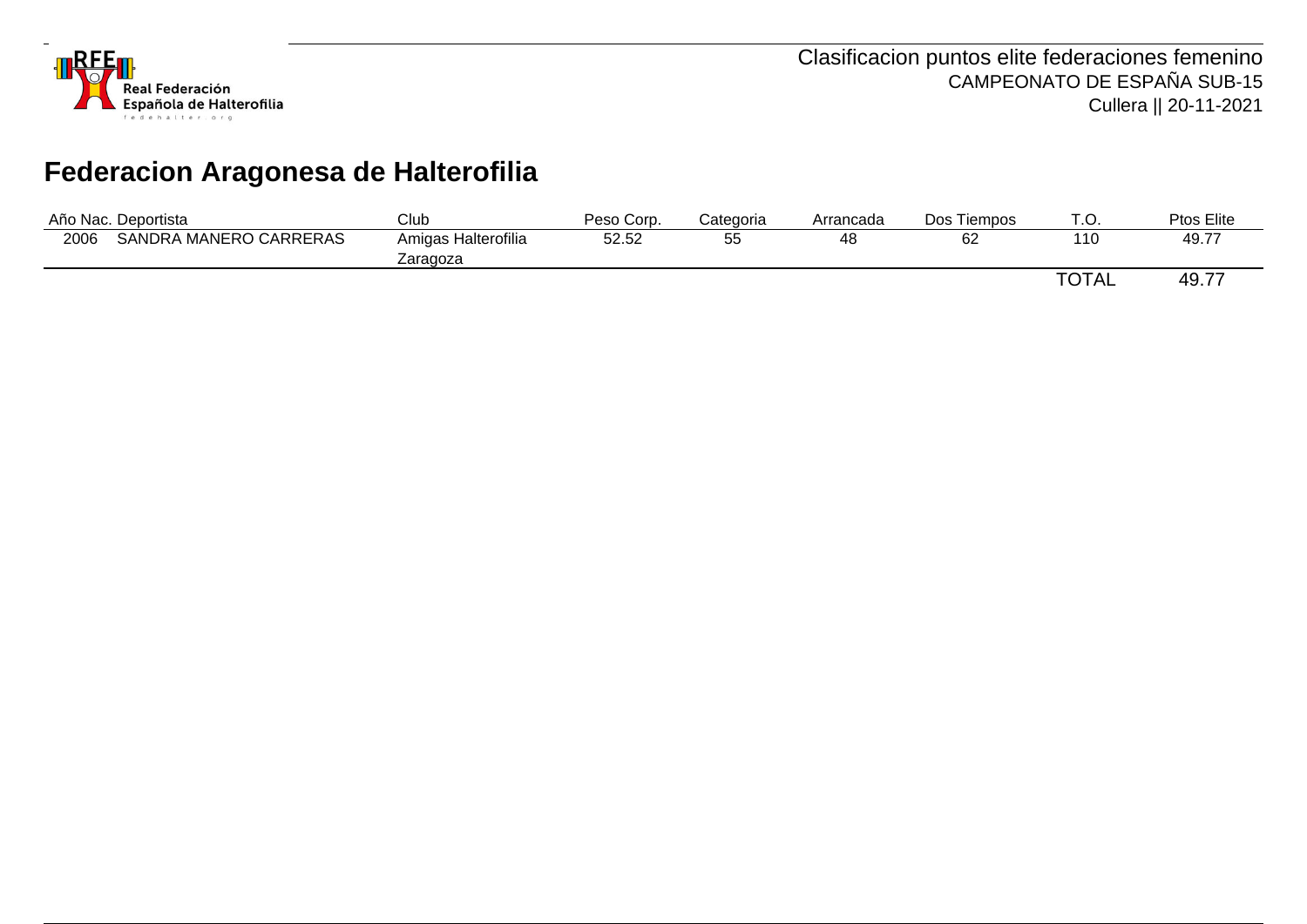Clasificacion puntos elite federaciones femenino
CAMPEONATO DE ESPAÑA SUB-15
Cullera || 20-11-2021

## Federacion Aragonesa de Halterofilia

| Año Nac. | Deportista | Club | Peso Corp. | Categoria | Arrancada | Dos Tiempos | T.O. | Ptos Elite |
|---|---|---|---|---|---|---|---|---|
| 2006 | SANDRA MANERO CARRERAS | Amigas Halterofilia Zaragoza | 52.52 | 55 | 48 | 62 | 110 | 49.77 |
| | | | | | | | TOTAL | 49.77 |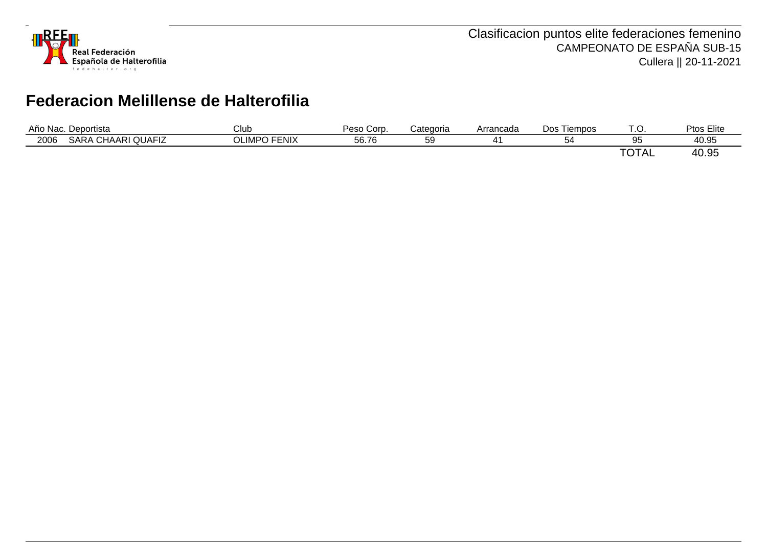Real Federación Española de Halterofilia

Clasificacion puntos elite federaciones femenino
CAMPEONATO DE ESPAÑA SUB-15
Cullera || 20-11-2021

## Federacion Melillense de Halterofilia

| Año Nac. | Deportista | Club | Peso Corp. | Categoria | Arrancada | Dos Tiempos | T.O. | Ptos Elite |
|---|---|---|---|---|---|---|---|---|
| 2006 | SARA CHAARI QUAFIZ | OLIMPO FENIX | 56.76 | 59 | 41 | 54 | 95 | 40.95 |
| | | | | | | | TOTAL | 40.95 |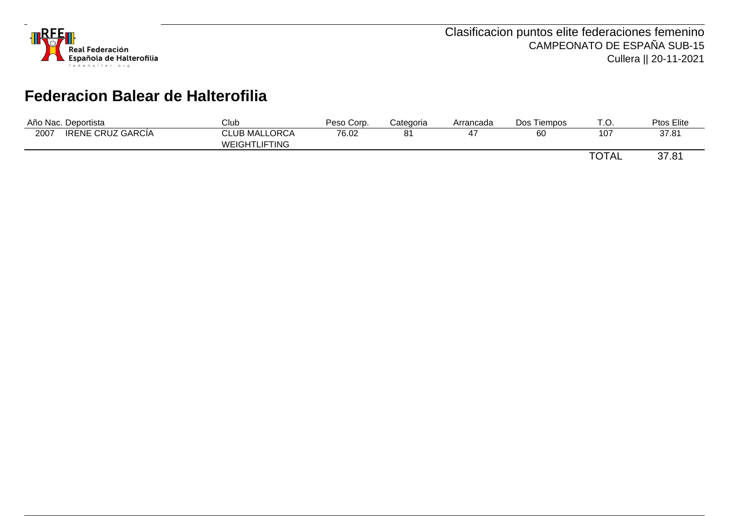Clasificacion puntos elite federaciones femenino
CAMPEONATO DE ESPAÑA SUB-15
Cullera || 20-11-2021

## Federacion Balear de Halterofilia

| Año Nac. | Deportista | Club | Peso Corp. | Categoria | Arrancada | Dos Tiempos | T.O. | Ptos Elite |
|---|---|---|---|---|---|---|---|---|
| 2007 | IRENE CRUZ GARCÍA | CLUB MALLORCA WEIGHTLIFTING | 76.02 | 81 | 47 | 60 | 107 | 37.81 |
| | | | | | | | TOTAL | 37.81 |